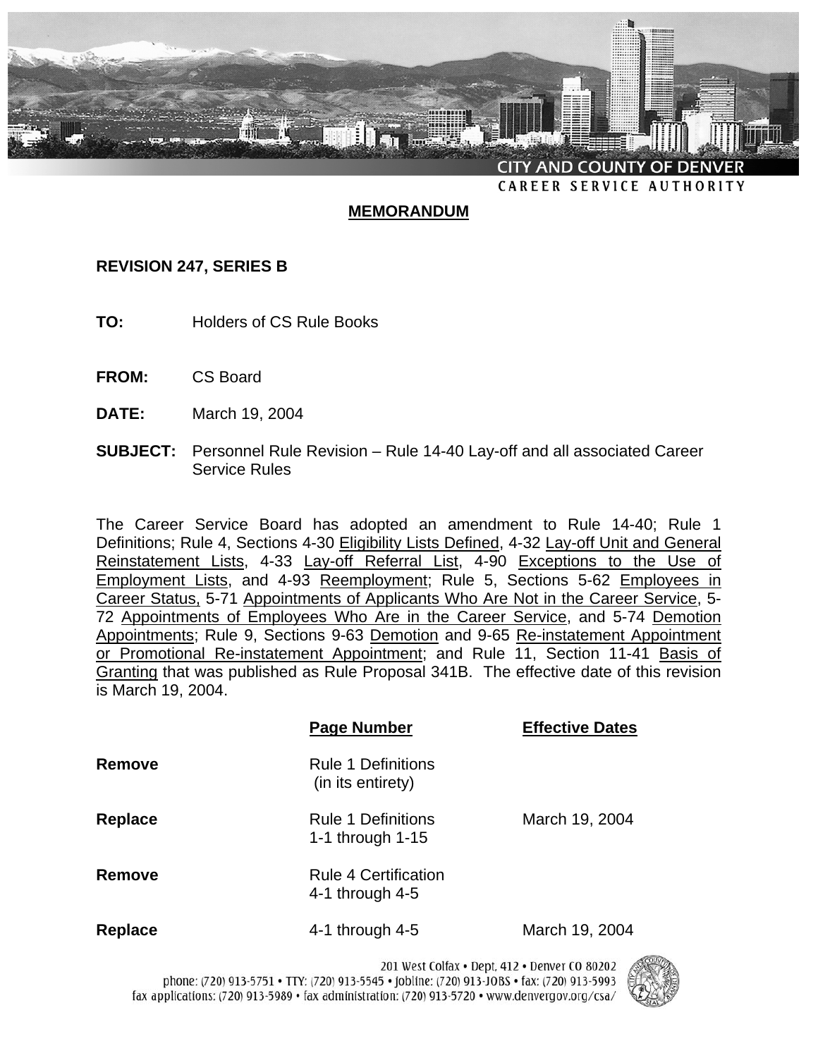CITY AND COUNTY OF DENVER
CAREER SERVICE AUTHORITY

# MEMORANDUM

**REVISION 247, SERIES B**

**TO:** Holders of CS Rule Books

**FROM:** CS Board

**DATE:** March 19, 2004

**SUBJECT:** Personnel Rule Revision – Rule 14-40 Lay-off and all associated Career Service Rules

The Career Service Board has adopted an amendment to Rule 14-40; Rule 1 Definitions; Rule 4, Sections 4-30 Eligibility Lists Defined, 4-32 Lay-off Unit and General Reinstatement Lists, 4-33 Lay-off Referral List, 4-90 Exceptions to the Use of Employment Lists, and 4-93 Reemployment; Rule 5, Sections 5-62 Employees in Career Status, 5-71 Appointments of Applicants Who Are Not in the Career Service, 5-72 Appointments of Employees Who Are in the Career Service, and 5-74 Demotion Appointments; Rule 9, Sections 9-63 Demotion and 9-65 Re-instatement Appointment or Promotional Re-instatement Appointment; and Rule 11, Section 11-41 Basis of Granting that was published as Rule Proposal 341B. The effective date of this revision is March 19, 2004.

| | Page Number | Effective Dates |
|---|---|---|
| **Remove** | Rule 1 Definitions (in its entirety) | |
| **Replace** | Rule 1 Definitions 1-1 through 1-15 | March 19, 2004 |
| **Remove** | Rule 4 Certification 4-1 through 4-5 | |
| **Replace** | 4-1 through 4-5 | March 19, 2004 |

201 West Colfax • Dept. 412 • Denver CO 80202
phone: (720) 913-5751 • TTY: (720) 913-5545 • jobline: (720) 913-JOBS • fax: (720) 913-5993
fax applications: (720) 913-5989 • fax administration: (720) 913-5720 • www.denvergov.org/csa/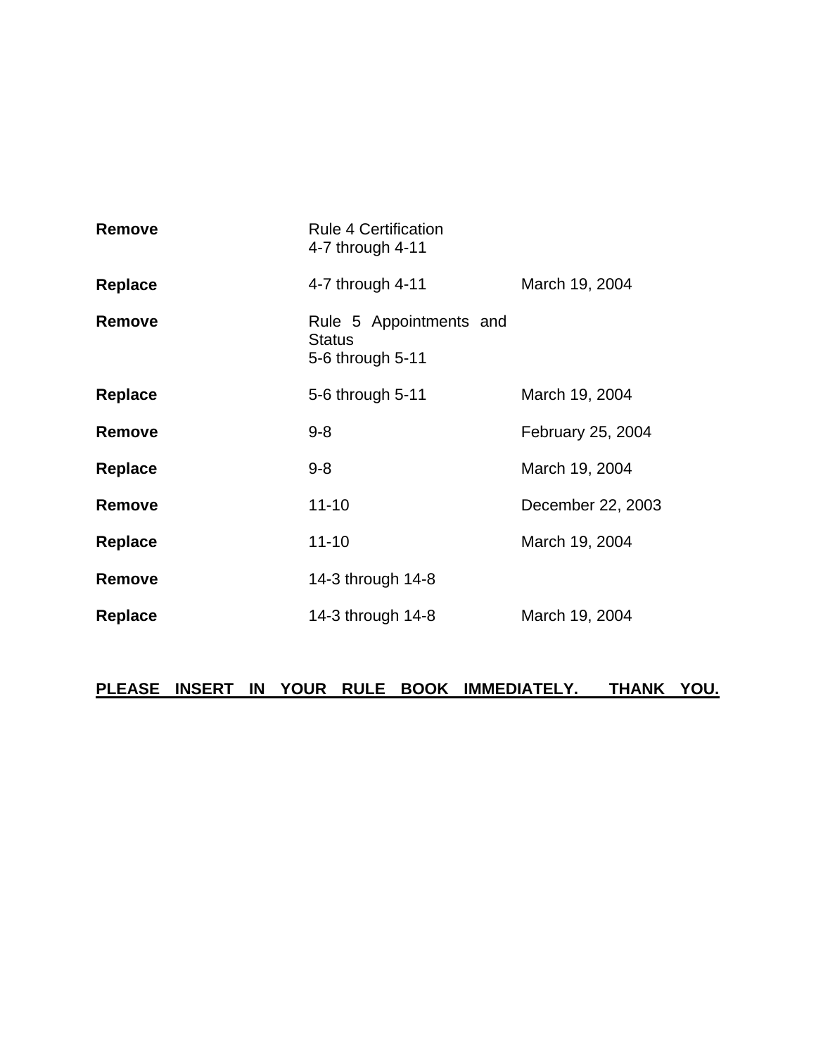| | | |
|---|---|---|
| **Remove** | Rule 4 Certification<br>4-7 through 4-11 | |
| **Replace** | 4-7 through 4-11 | March 19, 2004 |
| **Remove** | Rule 5 Appointments and Status<br>5-6 through 5-11 | |
| **Replace** | 5-6 through 5-11 | March 19, 2004 |
| **Remove** | 9-8 | February 25, 2004 |
| **Replace** | 9-8 | March 19, 2004 |
| **Remove** | 11-10 | December 22, 2003 |
| **Replace** | 11-10 | March 19, 2004 |
| **Remove** | 14-3 through 14-8 | |
| **Replace** | 14-3 through 14-8 | March 19, 2004 |

**PLEASE INSERT IN YOUR RULE BOOK IMMEDIATELY. THANK YOU.**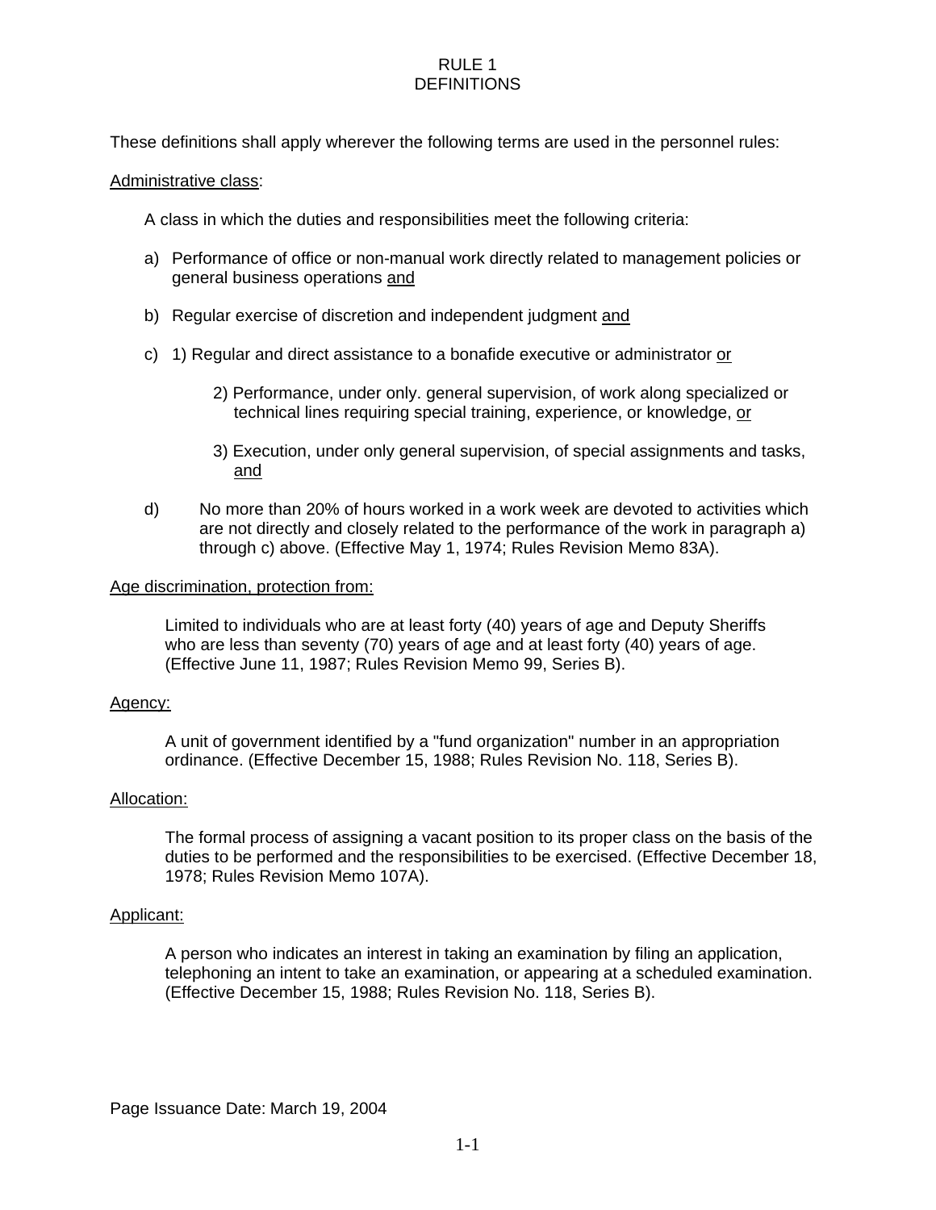# RULE 1
# DEFINITIONS

These definitions shall apply wherever the following terms are used in the personnel rules:

Administrative class:

A class in which the duties and responsibilities meet the following criteria:

a) Performance of office or non-manual work directly related to management policies or general business operations and

b) Regular exercise of discretion and independent judgment and

c) 1) Regular and direct assistance to a bonafide executive or administrator or

   2) Performance, under only. general supervision, of work along specialized or technical lines requiring special training, experience, or knowledge, or

   3) Execution, under only general supervision, of special assignments and tasks, and

d) No more than 20% of hours worked in a work week are devoted to activities which are not directly and closely related to the performance of the work in paragraph a) through c) above. (Effective May 1, 1974; Rules Revision Memo 83A).

Age discrimination, protection from:

Limited to individuals who are at least forty (40) years of age and Deputy Sheriffs who are less than seventy (70) years of age and at least forty (40) years of age. (Effective June 11, 1987; Rules Revision Memo 99, Series B).

Agency:

A unit of government identified by a "fund organization" number in an appropriation ordinance. (Effective December 15, 1988; Rules Revision No. 118, Series B).

Allocation:

The formal process of assigning a vacant position to its proper class on the basis of the duties to be performed and the responsibilities to be exercised. (Effective December 18, 1978; Rules Revision Memo 107A).

Applicant:

A person who indicates an interest in taking an examination by filing an application, telephoning an intent to take an examination, or appearing at a scheduled examination. (Effective December 15, 1988; Rules Revision No. 118, Series B).

Page Issuance Date: March 19, 2004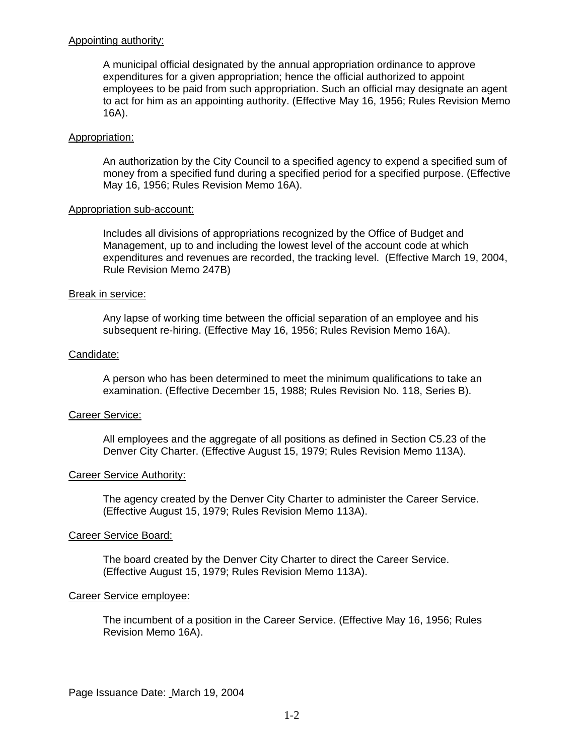Appointing authority:

A municipal official designated by the annual appropriation ordinance to approve expenditures for a given appropriation; hence the official authorized to appoint employees to be paid from such appropriation. Such an official may designate an agent to act for him as an appointing authority. (Effective May 16, 1956; Rules Revision Memo 16A).

Appropriation:

An authorization by the City Council to a specified agency to expend a specified sum of money from a specified fund during a specified period for a specified purpose. (Effective May 16, 1956; Rules Revision Memo 16A).

Appropriation sub-account:

Includes all divisions of appropriations recognized by the Office of Budget and Management, up to and including the lowest level of the account code at which expenditures and revenues are recorded, the tracking level. (Effective March 19, 2004, Rule Revision Memo 247B)

Break in service:

Any lapse of working time between the official separation of an employee and his subsequent re-hiring. (Effective May 16, 1956; Rules Revision Memo 16A).

Candidate:

A person who has been determined to meet the minimum qualifications to take an examination. (Effective December 15, 1988; Rules Revision No. 118, Series B).

Career Service:

All employees and the aggregate of all positions as defined in Section C5.23 of the Denver City Charter. (Effective August 15, 1979; Rules Revision Memo 113A).

Career Service Authority:

The agency created by the Denver City Charter to administer the Career Service. (Effective August 15, 1979; Rules Revision Memo 113A).

Career Service Board:

The board created by the Denver City Charter to direct the Career Service. (Effective August 15, 1979; Rules Revision Memo 113A).

Career Service employee:

The incumbent of a position in the Career Service. (Effective May 16, 1956; Rules Revision Memo 16A).

Page Issuance Date: March 19, 2004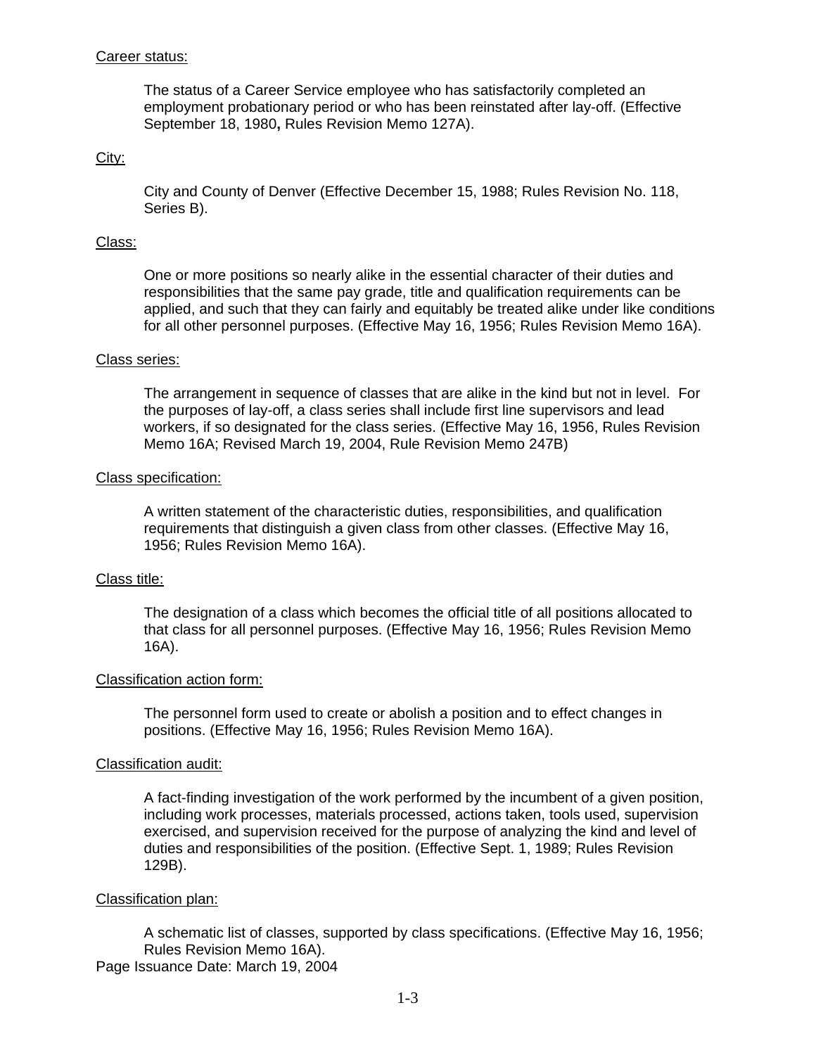Career status:

The status of a Career Service employee who has satisfactorily completed an employment probationary period or who has been reinstated after lay-off. (Effective September 18, 1980**,** Rules Revision Memo 127A).

City:

City and County of Denver (Effective December 15, 1988; Rules Revision No. 118, Series B).

Class:

One or more positions so nearly alike in the essential character of their duties and responsibilities that the same pay grade, title and qualification requirements can be applied, and such that they can fairly and equitably be treated alike under like conditions for all other personnel purposes. (Effective May 16, 1956; Rules Revision Memo 16A).

Class series:

The arrangement in sequence of classes that are alike in the kind but not in level. For the purposes of lay-off, a class series shall include first line supervisors and lead workers, if so designated for the class series. (Effective May 16, 1956, Rules Revision Memo 16A; Revised March 19, 2004, Rule Revision Memo 247B)

Class specification:

A written statement of the characteristic duties, responsibilities, and qualification requirements that distinguish a given class from other classes. (Effective May 16, 1956; Rules Revision Memo 16A).

Class title:

The designation of a class which becomes the official title of all positions allocated to that class for all personnel purposes. (Effective May 16, 1956; Rules Revision Memo 16A).

Classification action form:

The personnel form used to create or abolish a position and to effect changes in positions. (Effective May 16, 1956; Rules Revision Memo 16A).

Classification audit:

A fact-finding investigation of the work performed by the incumbent of a given position, including work processes, materials processed, actions taken, tools used, supervision exercised, and supervision received for the purpose of analyzing the kind and level of duties and responsibilities of the position. (Effective Sept. 1, 1989; Rules Revision 129B).

Classification plan:

A schematic list of classes, supported by class specifications. (Effective May 16, 1956; Rules Revision Memo 16A).

Page Issuance Date: March 19, 2004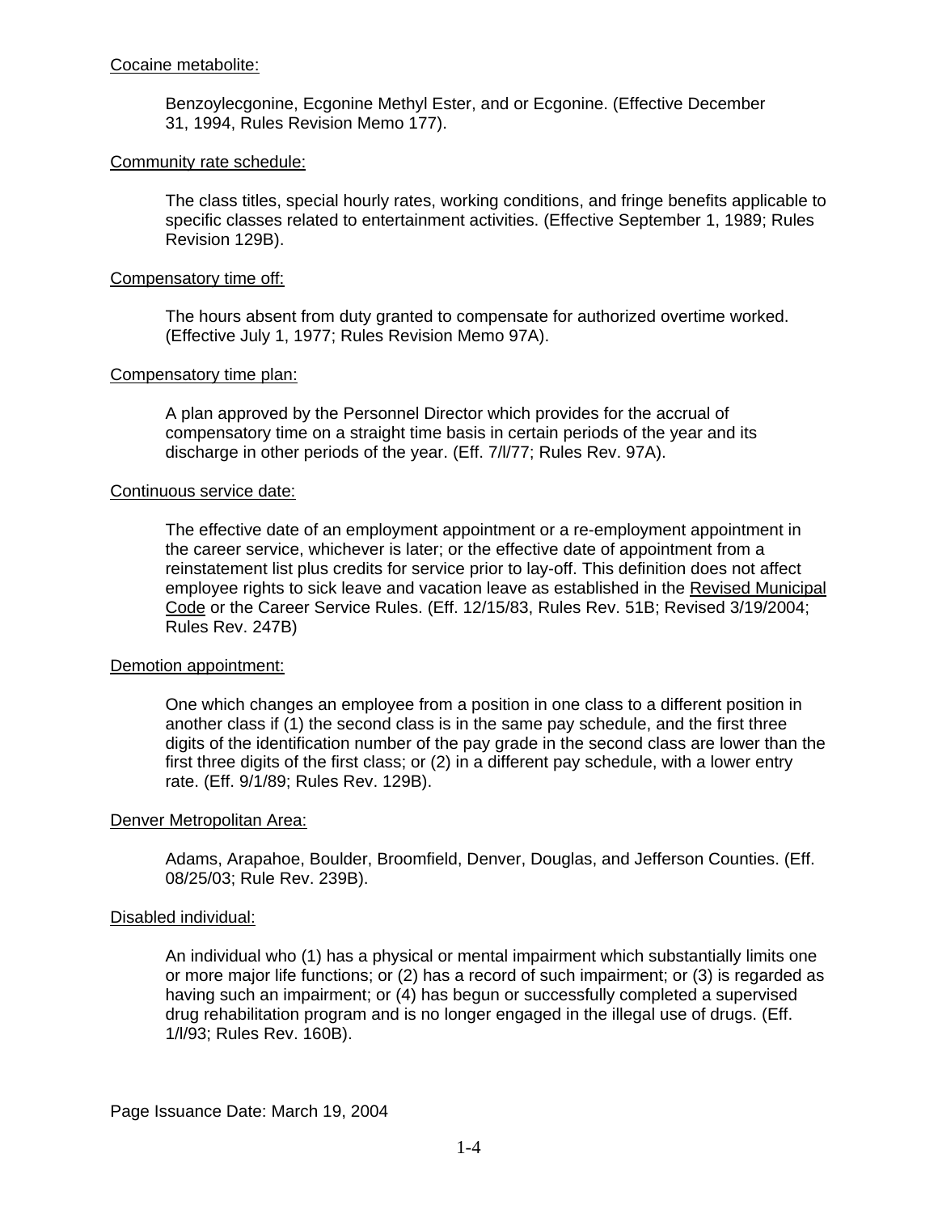Cocaine metabolite:

Benzoylecgonine, Ecgonine Methyl Ester, and or Ecgonine. (Effective December 31, 1994, Rules Revision Memo 177).

Community rate schedule:

The class titles, special hourly rates, working conditions, and fringe benefits applicable to specific classes related to entertainment activities. (Effective September 1, 1989; Rules Revision 129B).

Compensatory time off:

The hours absent from duty granted to compensate for authorized overtime worked. (Effective July 1, 1977; Rules Revision Memo 97A).

Compensatory time plan:

A plan approved by the Personnel Director which provides for the accrual of compensatory time on a straight time basis in certain periods of the year and its discharge in other periods of the year. (Eff. 7/l/77; Rules Rev. 97A).

Continuous service date:

The effective date of an employment appointment or a re-employment appointment in the career service, whichever is later; or the effective date of appointment from a reinstatement list plus credits for service prior to lay-off. This definition does not affect employee rights to sick leave and vacation leave as established in the Revised Municipal Code or the Career Service Rules. (Eff. 12/15/83, Rules Rev. 51B; Revised 3/19/2004; Rules Rev. 247B)

Demotion appointment:

One which changes an employee from a position in one class to a different position in another class if (1) the second class is in the same pay schedule, and the first three digits of the identification number of the pay grade in the second class are lower than the first three digits of the first class; or (2) in a different pay schedule, with a lower entry rate. (Eff. 9/1/89; Rules Rev. 129B).

Denver Metropolitan Area:

Adams, Arapahoe, Boulder, Broomfield, Denver, Douglas, and Jefferson Counties. (Eff. 08/25/03; Rule Rev. 239B).

Disabled individual:

An individual who (1) has a physical or mental impairment which substantially limits one or more major life functions; or (2) has a record of such impairment; or (3) is regarded as having such an impairment; or (4) has begun or successfully completed a supervised drug rehabilitation program and is no longer engaged in the illegal use of drugs. (Eff. 1/l/93; Rules Rev. 160B).

Page Issuance Date: March 19, 2004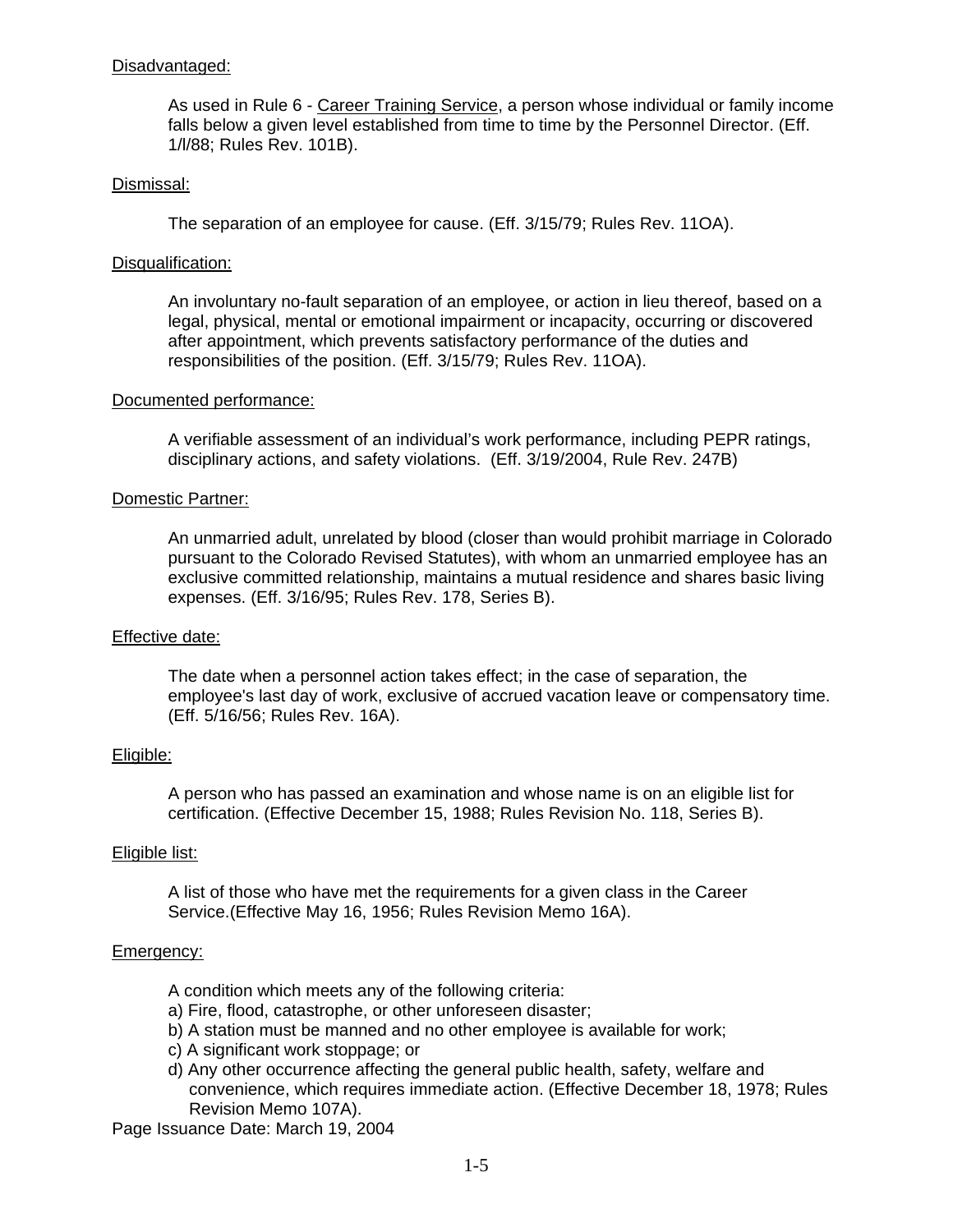Disadvantaged:

As used in Rule 6 - Career Training Service, a person whose individual or family income falls below a given level established from time to time by the Personnel Director. (Eff. 1/l/88; Rules Rev. 101B).

Dismissal:

The separation of an employee for cause. (Eff. 3/15/79; Rules Rev. 11OA).

Disqualification:

An involuntary no-fault separation of an employee, or action in lieu thereof, based on a legal, physical, mental or emotional impairment or incapacity, occurring or discovered after appointment, which prevents satisfactory performance of the duties and responsibilities of the position. (Eff. 3/15/79; Rules Rev. 11OA).

Documented performance:

A verifiable assessment of an individual's work performance, including PEPR ratings, disciplinary actions, and safety violations. (Eff. 3/19/2004, Rule Rev. 247B)

Domestic Partner:

An unmarried adult, unrelated by blood (closer than would prohibit marriage in Colorado pursuant to the Colorado Revised Statutes), with whom an unmarried employee has an exclusive committed relationship, maintains a mutual residence and shares basic living expenses. (Eff. 3/16/95; Rules Rev. 178, Series B).

Effective date:

The date when a personnel action takes effect; in the case of separation, the employee's last day of work, exclusive of accrued vacation leave or compensatory time. (Eff. 5/16/56; Rules Rev. 16A).

Eligible:

A person who has passed an examination and whose name is on an eligible list for certification. (Effective December 15, 1988; Rules Revision No. 118, Series B).

Eligible list:

A list of those who have met the requirements for a given class in the Career Service.(Effective May 16, 1956; Rules Revision Memo 16A).

Emergency:

A condition which meets any of the following criteria:
a) Fire, flood, catastrophe, or other unforeseen disaster;
b) A station must be manned and no other employee is available for work;
c) A significant work stoppage; or
d) Any other occurrence affecting the general public health, safety, welfare and convenience, which requires immediate action. (Effective December 18, 1978; Rules Revision Memo 107A).

Page Issuance Date: March 19, 2004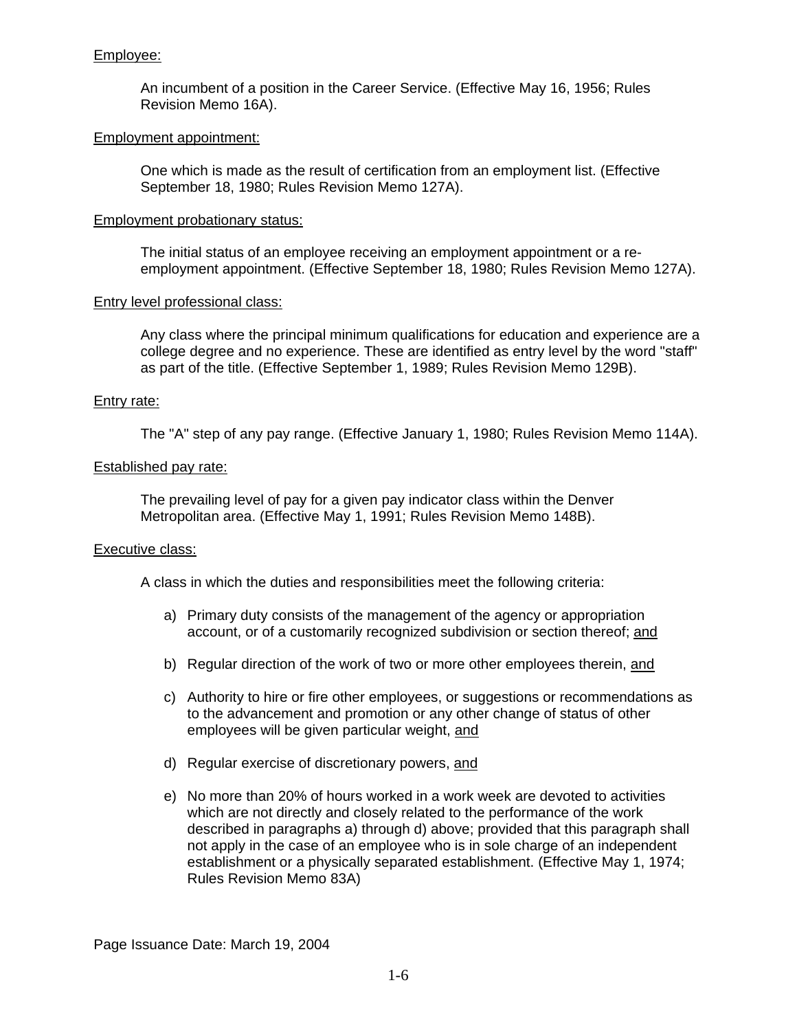<u>Employee:</u>

An incumbent of a position in the Career Service. (Effective May 16, 1956; Rules Revision Memo 16A).

<u>Employment appointment:</u>

One which is made as the result of certification from an employment list. (Effective September 18, 1980; Rules Revision Memo 127A).

<u>Employment probationary status:</u>

The initial status of an employee receiving an employment appointment or a re-employment appointment. (Effective September 18, 1980; Rules Revision Memo 127A).

<u>Entry level professional class:</u>

Any class where the principal minimum qualifications for education and experience are a college degree and no experience. These are identified as entry level by the word "staff" as part of the title. (Effective September 1, 1989; Rules Revision Memo 129B).

<u>Entry rate:</u>

The "A" step of any pay range. (Effective January 1, 1980; Rules Revision Memo 114A).

<u>Established pay rate:</u>

The prevailing level of pay for a given pay indicator class within the Denver Metropolitan area. (Effective May 1, 1991; Rules Revision Memo 148B).

<u>Executive class:</u>

A class in which the duties and responsibilities meet the following criteria:

a) Primary duty consists of the management of the agency or appropriation account, or of a customarily recognized subdivision or section thereof; <u>and</u>

b) Regular direction of the work of two or more other employees therein, <u>and</u>

c) Authority to hire or fire other employees, or suggestions or recommendations as to the advancement and promotion or any other change of status of other employees will be given particular weight, <u>and</u>

d) Regular exercise of discretionary powers, <u>and</u>

e) No more than 20% of hours worked in a work week are devoted to activities which are not directly and closely related to the performance of the work described in paragraphs a) through d) above; provided that this paragraph shall not apply in the case of an employee who is in sole charge of an independent establishment or a physically separated establishment. (Effective May 1, 1974; Rules Revision Memo 83A)

Page Issuance Date: March 19, 2004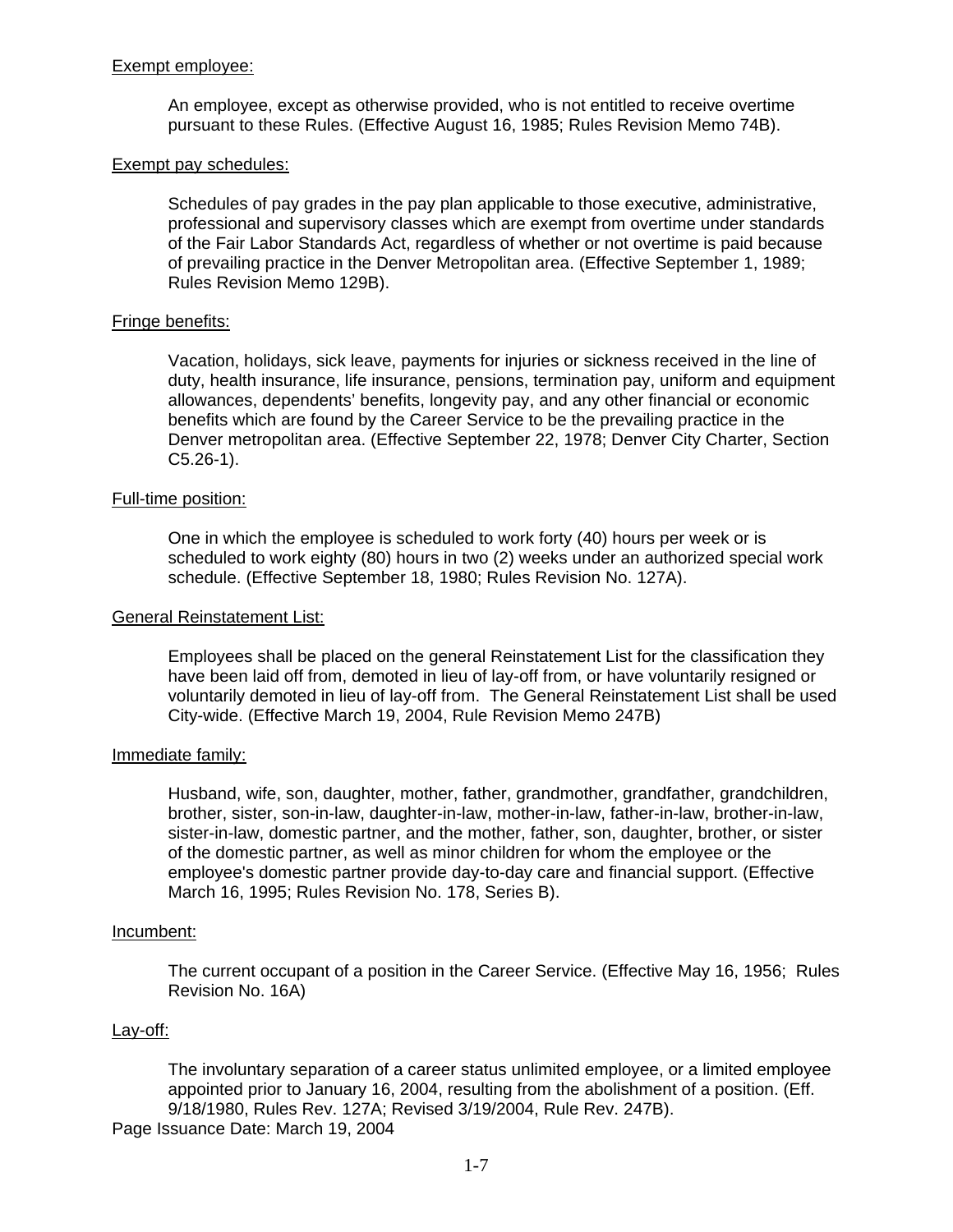<u>Exempt employee:</u>

An employee, except as otherwise provided, who is not entitled to receive overtime pursuant to these Rules. (Effective August 16, 1985; Rules Revision Memo 74B).

<u>Exempt pay schedules:</u>

Schedules of pay grades in the pay plan applicable to those executive, administrative, professional and supervisory classes which are exempt from overtime under standards of the Fair Labor Standards Act, regardless of whether or not overtime is paid because of prevailing practice in the Denver Metropolitan area. (Effective September 1, 1989; Rules Revision Memo 129B).

<u>Fringe benefits:</u>

Vacation, holidays, sick leave, payments for injuries or sickness received in the line of duty, health insurance, life insurance, pensions, termination pay, uniform and equipment allowances, dependents' benefits, longevity pay, and any other financial or economic benefits which are found by the Career Service to be the prevailing practice in the Denver metropolitan area. (Effective September 22, 1978; Denver City Charter, Section C5.26-1).

<u>Full-time position:</u>

One in which the employee is scheduled to work forty (40) hours per week or is scheduled to work eighty (80) hours in two (2) weeks under an authorized special work schedule. (Effective September 18, 1980; Rules Revision No. 127A).

<u>General Reinstatement List:</u>

Employees shall be placed on the general Reinstatement List for the classification they have been laid off from, demoted in lieu of lay-off from, or have voluntarily resigned or voluntarily demoted in lieu of lay-off from. The General Reinstatement List shall be used City-wide. (Effective March 19, 2004, Rule Revision Memo 247B)

<u>Immediate family:</u>

Husband, wife, son, daughter, mother, father, grandmother, grandfather, grandchildren, brother, sister, son-in-law, daughter-in-law, mother-in-law, father-in-law, brother-in-law, sister-in-law, domestic partner, and the mother, father, son, daughter, brother, or sister of the domestic partner, as well as minor children for whom the employee or the employee's domestic partner provide day-to-day care and financial support. (Effective March 16, 1995; Rules Revision No. 178, Series B).

<u>Incumbent:</u>

The current occupant of a position in the Career Service. (Effective May 16, 1956; Rules Revision No. 16A)

<u>Lay-off:</u>

The involuntary separation of a career status unlimited employee, or a limited employee appointed prior to January 16, 2004, resulting from the abolishment of a position. (Eff. 9/18/1980, Rules Rev. 127A; Revised 3/19/2004, Rule Rev. 247B).

Page Issuance Date: March 19, 2004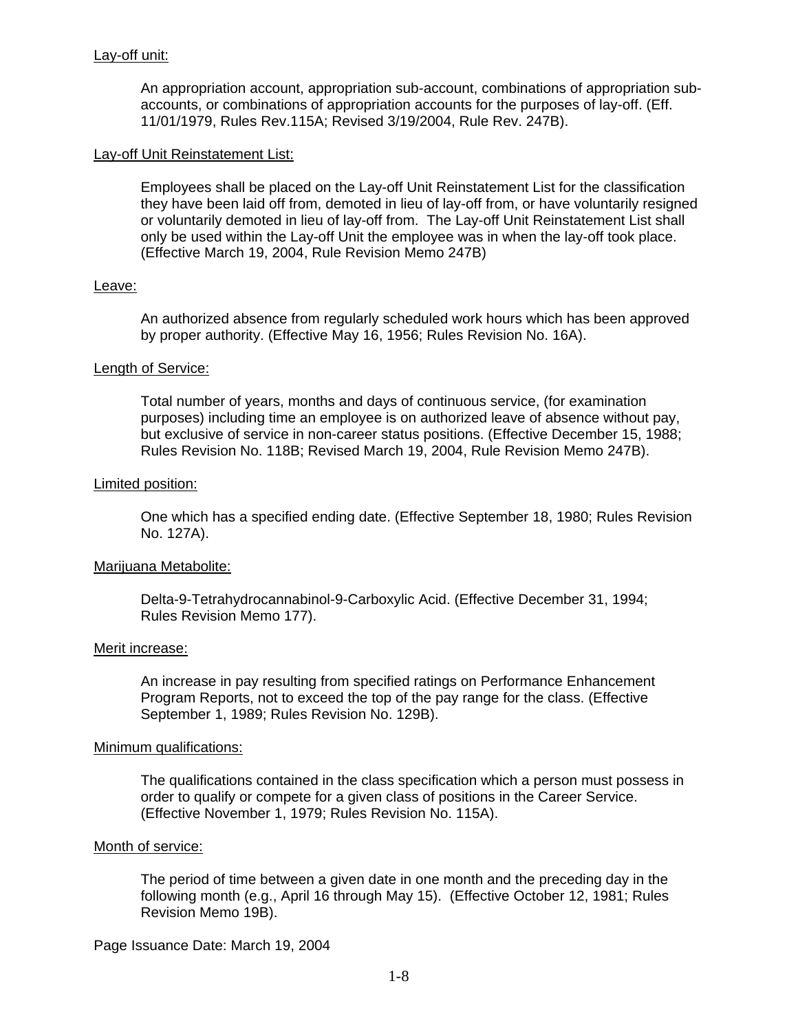Lay-off unit:

An appropriation account, appropriation sub-account, combinations of appropriation sub-accounts, or combinations of appropriation accounts for the purposes of lay-off. (Eff. 11/01/1979, Rules Rev.115A; Revised 3/19/2004, Rule Rev. 247B).

Lay-off Unit Reinstatement List:

Employees shall be placed on the Lay-off Unit Reinstatement List for the classification they have been laid off from, demoted in lieu of lay-off from, or have voluntarily resigned or voluntarily demoted in lieu of lay-off from. The Lay-off Unit Reinstatement List shall only be used within the Lay-off Unit the employee was in when the lay-off took place. (Effective March 19, 2004, Rule Revision Memo 247B)

Leave:

An authorized absence from regularly scheduled work hours which has been approved by proper authority. (Effective May 16, 1956; Rules Revision No. 16A).

Length of Service:

Total number of years, months and days of continuous service, (for examination purposes) including time an employee is on authorized leave of absence without pay, but exclusive of service in non-career status positions. (Effective December 15, 1988; Rules Revision No. 118B; Revised March 19, 2004, Rule Revision Memo 247B).

Limited position:

One which has a specified ending date. (Effective September 18, 1980; Rules Revision No. 127A).

Marijuana Metabolite:

Delta-9-Tetrahydrocannabinol-9-Carboxylic Acid. (Effective December 31, 1994; Rules Revision Memo 177).

Merit increase:

An increase in pay resulting from specified ratings on Performance Enhancement Program Reports, not to exceed the top of the pay range for the class. (Effective September 1, 1989; Rules Revision No. 129B).

Minimum qualifications:

The qualifications contained in the class specification which a person must possess in order to qualify or compete for a given class of positions in the Career Service. (Effective November 1, 1979; Rules Revision No. 115A).

Month of service:

The period of time between a given date in one month and the preceding day in the following month (e.g., April 16 through May 15). (Effective October 12, 1981; Rules Revision Memo 19B).

Page Issuance Date: March 19, 2004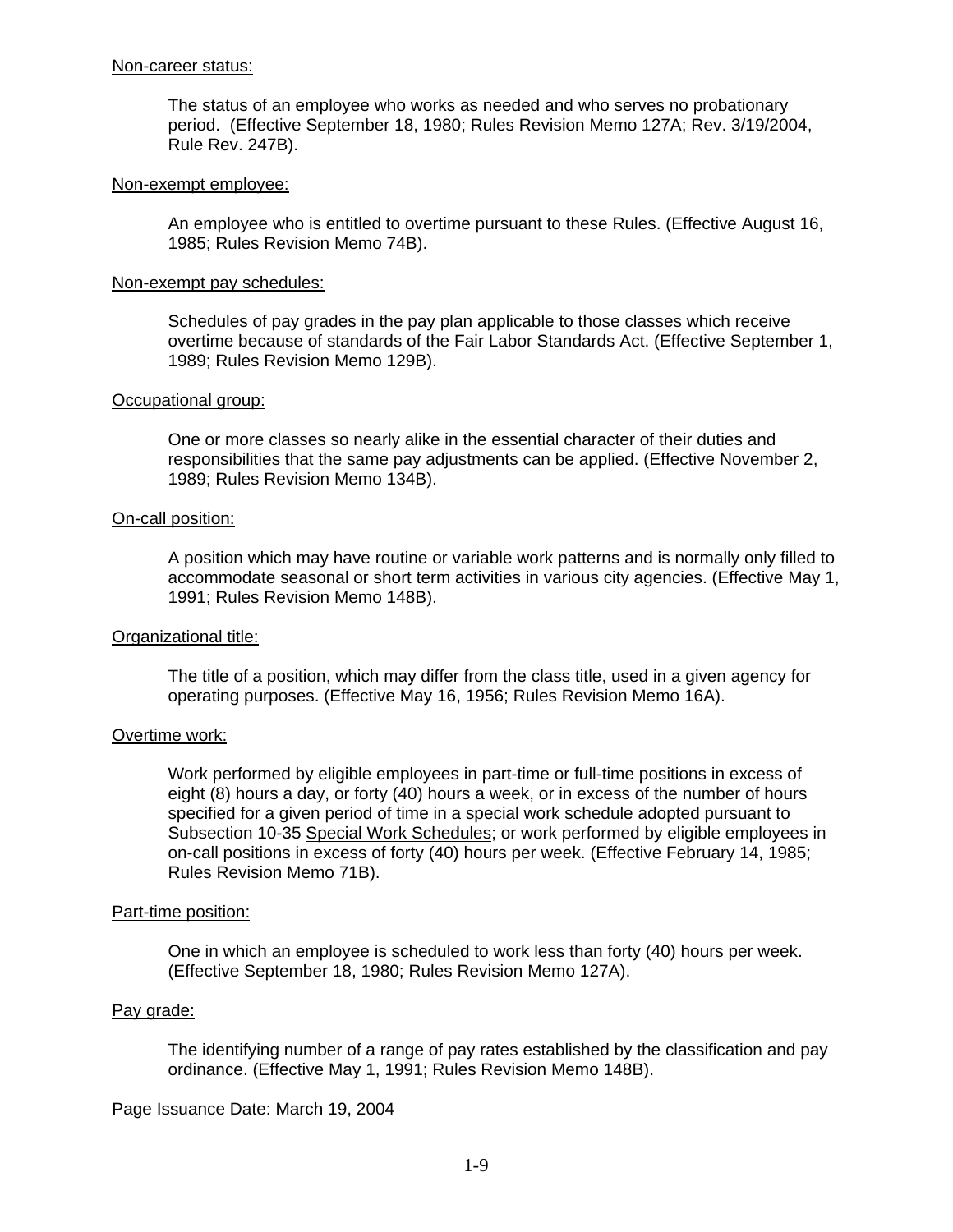Non-career status:

The status of an employee who works as needed and who serves no probationary period. (Effective September 18, 1980; Rules Revision Memo 127A; Rev. 3/19/2004, Rule Rev. 247B).

Non-exempt employee:

An employee who is entitled to overtime pursuant to these Rules. (Effective August 16, 1985; Rules Revision Memo 74B).

Non-exempt pay schedules:

Schedules of pay grades in the pay plan applicable to those classes which receive overtime because of standards of the Fair Labor Standards Act. (Effective September 1, 1989; Rules Revision Memo 129B).

Occupational group:

One or more classes so nearly alike in the essential character of their duties and responsibilities that the same pay adjustments can be applied. (Effective November 2, 1989; Rules Revision Memo 134B).

On-call position:

A position which may have routine or variable work patterns and is normally only filled to accommodate seasonal or short term activities in various city agencies. (Effective May 1, 1991; Rules Revision Memo 148B).

Organizational title:

The title of a position, which may differ from the class title, used in a given agency for operating purposes. (Effective May 16, 1956; Rules Revision Memo 16A).

Overtime work:

Work performed by eligible employees in part-time or full-time positions in excess of eight (8) hours a day, or forty (40) hours a week, or in excess of the number of hours specified for a given period of time in a special work schedule adopted pursuant to Subsection 10-35 Special Work Schedules; or work performed by eligible employees in on-call positions in excess of forty (40) hours per week. (Effective February 14, 1985; Rules Revision Memo 71B).

Part-time position:

One in which an employee is scheduled to work less than forty (40) hours per week. (Effective September 18, 1980; Rules Revision Memo 127A).

Pay grade:

The identifying number of a range of pay rates established by the classification and pay ordinance. (Effective May 1, 1991; Rules Revision Memo 148B).

Page Issuance Date: March 19, 2004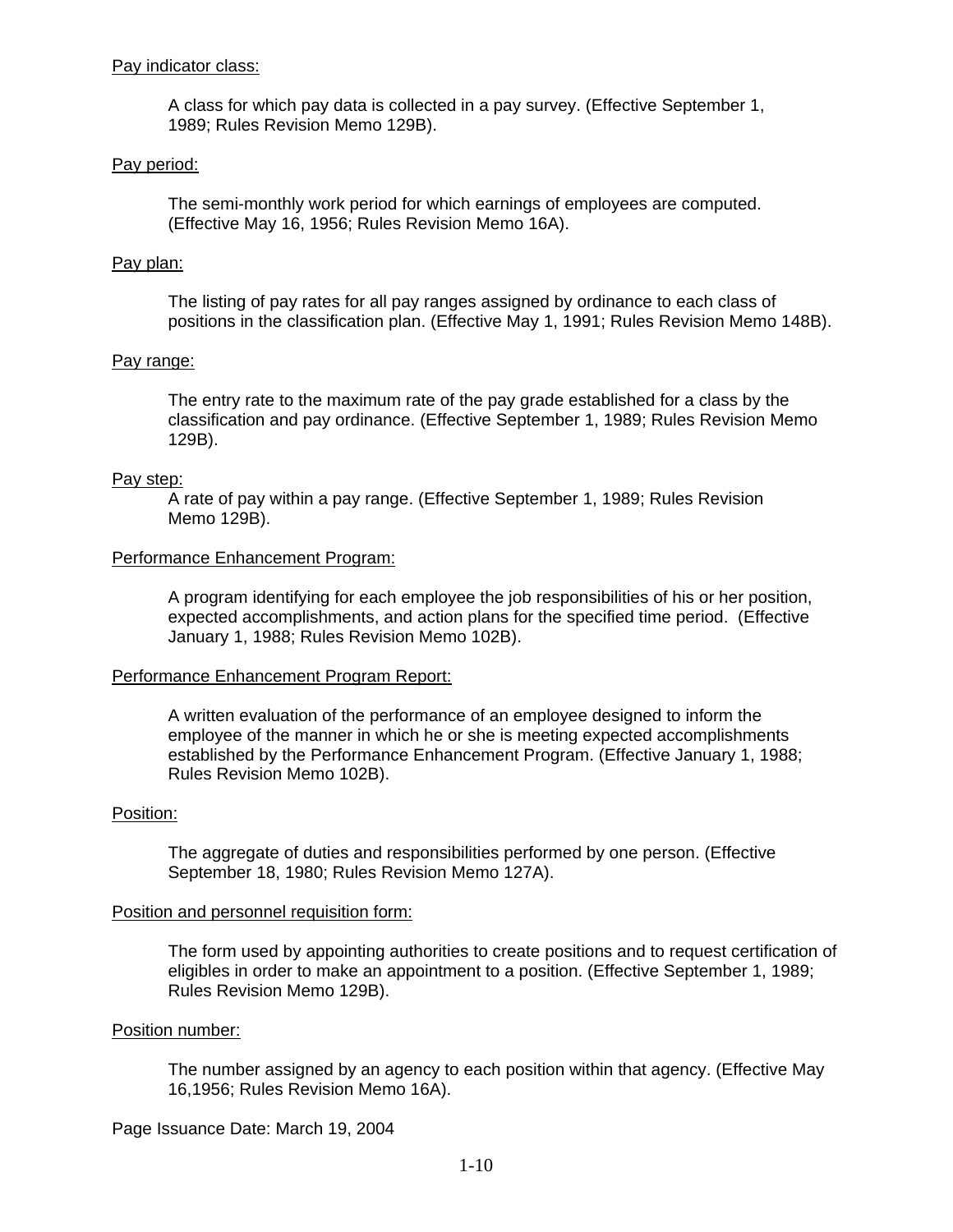<u>Pay indicator class:</u>

A class for which pay data is collected in a pay survey. (Effective September 1, 1989; Rules Revision Memo 129B).

<u>Pay period:</u>

The semi-monthly work period for which earnings of employees are computed. (Effective May 16, 1956; Rules Revision Memo 16A).

<u>Pay plan:</u>

The listing of pay rates for all pay ranges assigned by ordinance to each class of positions in the classification plan. (Effective May 1, 1991; Rules Revision Memo 148B).

<u>Pay range:</u>

The entry rate to the maximum rate of the pay grade established for a class by the classification and pay ordinance. (Effective September 1, 1989; Rules Revision Memo 129B).

<u>Pay step:</u>

A rate of pay within a pay range. (Effective September 1, 1989; Rules Revision Memo 129B).

<u>Performance Enhancement Program:</u>

A program identifying for each employee the job responsibilities of his or her position, expected accomplishments, and action plans for the specified time period. (Effective January 1, 1988; Rules Revision Memo 102B).

<u>Performance Enhancement Program Report:</u>

A written evaluation of the performance of an employee designed to inform the employee of the manner in which he or she is meeting expected accomplishments established by the Performance Enhancement Program. (Effective January 1, 1988; Rules Revision Memo 102B).

<u>Position:</u>

The aggregate of duties and responsibilities performed by one person. (Effective September 18, 1980; Rules Revision Memo 127A).

<u>Position and personnel requisition form:</u>

The form used by appointing authorities to create positions and to request certification of eligibles in order to make an appointment to a position. (Effective September 1, 1989; Rules Revision Memo 129B).

<u>Position number:</u>

The number assigned by an agency to each position within that agency. (Effective May 16,1956; Rules Revision Memo 16A).

Page Issuance Date: March 19, 2004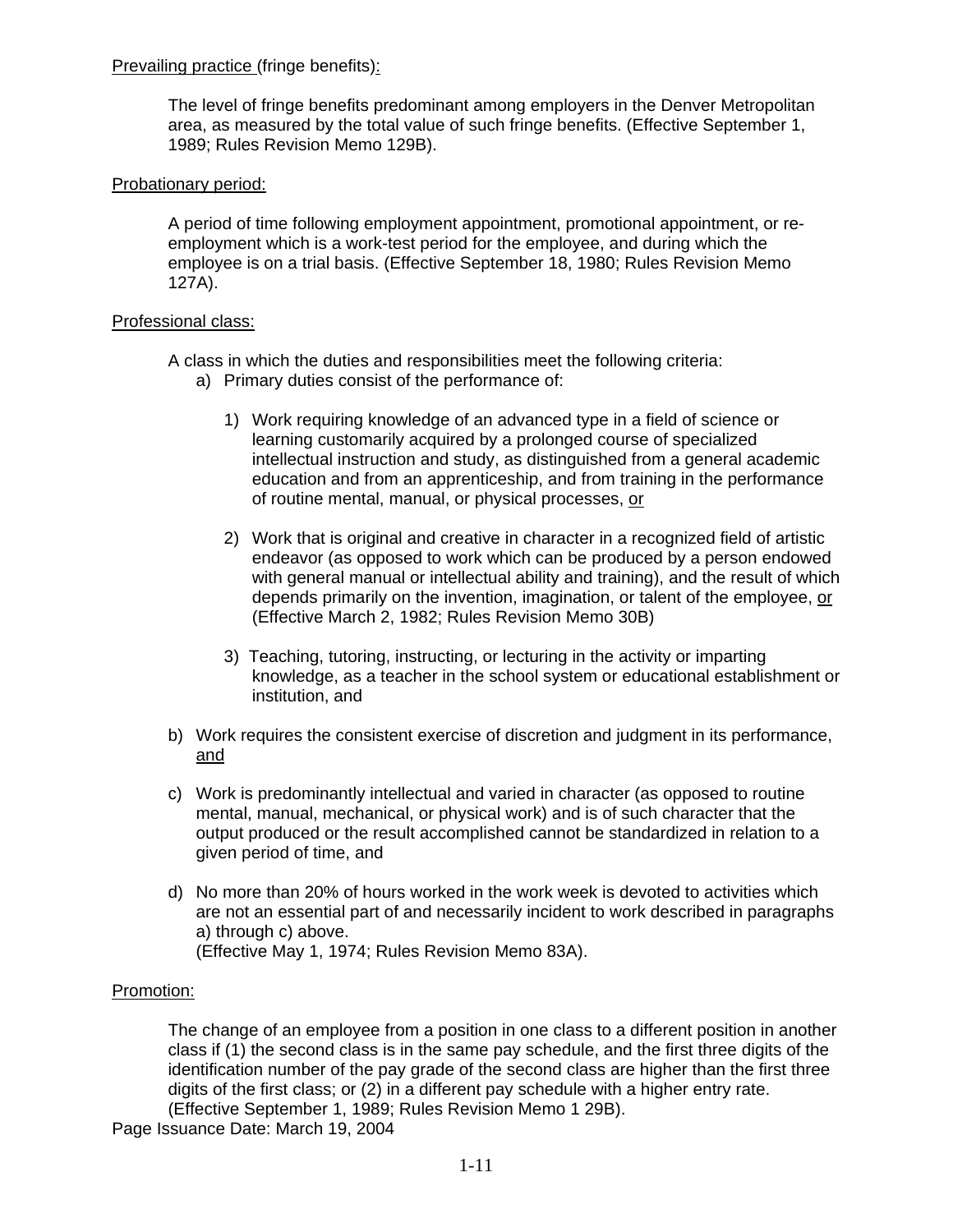Prevailing practice (fringe benefits):

The level of fringe benefits predominant among employers in the Denver Metropolitan area, as measured by the total value of such fringe benefits. (Effective September 1, 1989; Rules Revision Memo 129B).

Probationary period:

A period of time following employment appointment, promotional appointment, or re-employment which is a work-test period for the employee, and during which the employee is on a trial basis. (Effective September 18, 1980; Rules Revision Memo 127A).

Professional class:

A class in which the duties and responsibilities meet the following criteria:

a) Primary duties consist of the performance of:

   1) Work requiring knowledge of an advanced type in a field of science or learning customarily acquired by a prolonged course of specialized intellectual instruction and study, as distinguished from a general academic education and from an apprenticeship, and from training in the performance of routine mental, manual, or physical processes, or

   2) Work that is original and creative in character in a recognized field of artistic endeavor (as opposed to work which can be produced by a person endowed with general manual or intellectual ability and training), and the result of which depends primarily on the invention, imagination, or talent of the employee, or (Effective March 2, 1982; Rules Revision Memo 30B)

   3) Teaching, tutoring, instructing, or lecturing in the activity or imparting knowledge, as a teacher in the school system or educational establishment or institution, and

b) Work requires the consistent exercise of discretion and judgment in its performance, and

c) Work is predominantly intellectual and varied in character (as opposed to routine mental, manual, mechanical, or physical work) and is of such character that the output produced or the result accomplished cannot be standardized in relation to a given period of time, and

d) No more than 20% of hours worked in the work week is devoted to activities which are not an essential part of and necessarily incident to work described in paragraphs a) through c) above.
   (Effective May 1, 1974; Rules Revision Memo 83A).

Promotion:

The change of an employee from a position in one class to a different position in another class if (1) the second class is in the same pay schedule, and the first three digits of the identification number of the pay grade of the second class are higher than the first three digits of the first class; or (2) in a different pay schedule with a higher entry rate. (Effective September 1, 1989; Rules Revision Memo 1 29B).

Page Issuance Date: March 19, 2004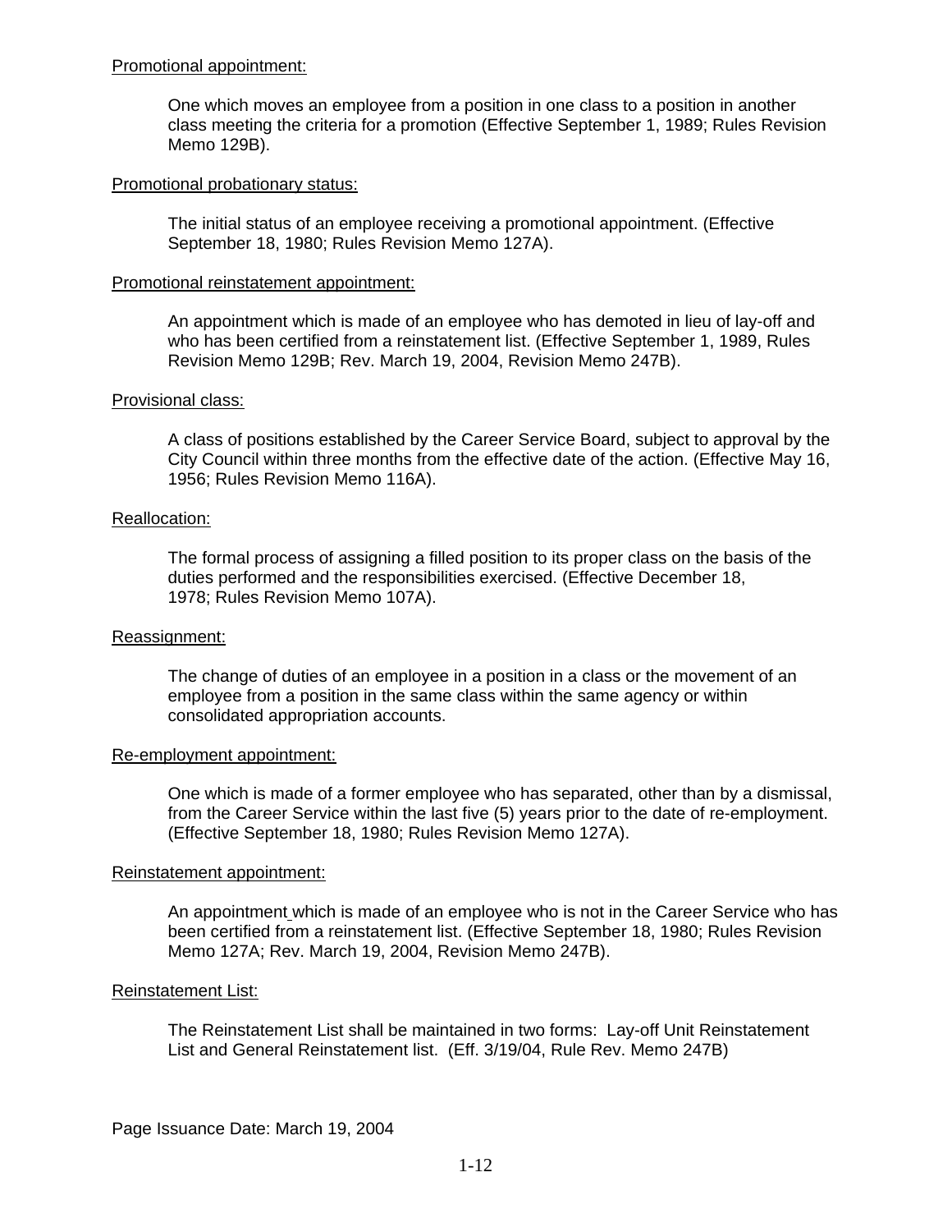Promotional appointment:

One which moves an employee from a position in one class to a position in another class meeting the criteria for a promotion (Effective September 1, 1989; Rules Revision Memo 129B).

Promotional probationary status:

The initial status of an employee receiving a promotional appointment. (Effective September 18, 1980; Rules Revision Memo 127A).

Promotional reinstatement appointment:

An appointment which is made of an employee who has demoted in lieu of lay-off and who has been certified from a reinstatement list. (Effective September 1, 1989, Rules Revision Memo 129B; Rev. March 19, 2004, Revision Memo 247B).

Provisional class:

A class of positions established by the Career Service Board, subject to approval by the City Council within three months from the effective date of the action. (Effective May 16, 1956; Rules Revision Memo 116A).

Reallocation:

The formal process of assigning a filled position to its proper class on the basis of the duties performed and the responsibilities exercised. (Effective December 18, 1978; Rules Revision Memo 107A).

Reassignment:

The change of duties of an employee in a position in a class or the movement of an employee from a position in the same class within the same agency or within consolidated appropriation accounts.

Re-employment appointment:

One which is made of a former employee who has separated, other than by a dismissal, from the Career Service within the last five (5) years prior to the date of re-employment. (Effective September 18, 1980; Rules Revision Memo 127A).

Reinstatement appointment:

An appointment which is made of an employee who is not in the Career Service who has been certified from a reinstatement list. (Effective September 18, 1980; Rules Revision Memo 127A; Rev. March 19, 2004, Revision Memo 247B).

Reinstatement List:

The Reinstatement List shall be maintained in two forms: Lay-off Unit Reinstatement List and General Reinstatement list. (Eff. 3/19/04, Rule Rev. Memo 247B)

Page Issuance Date: March 19, 2004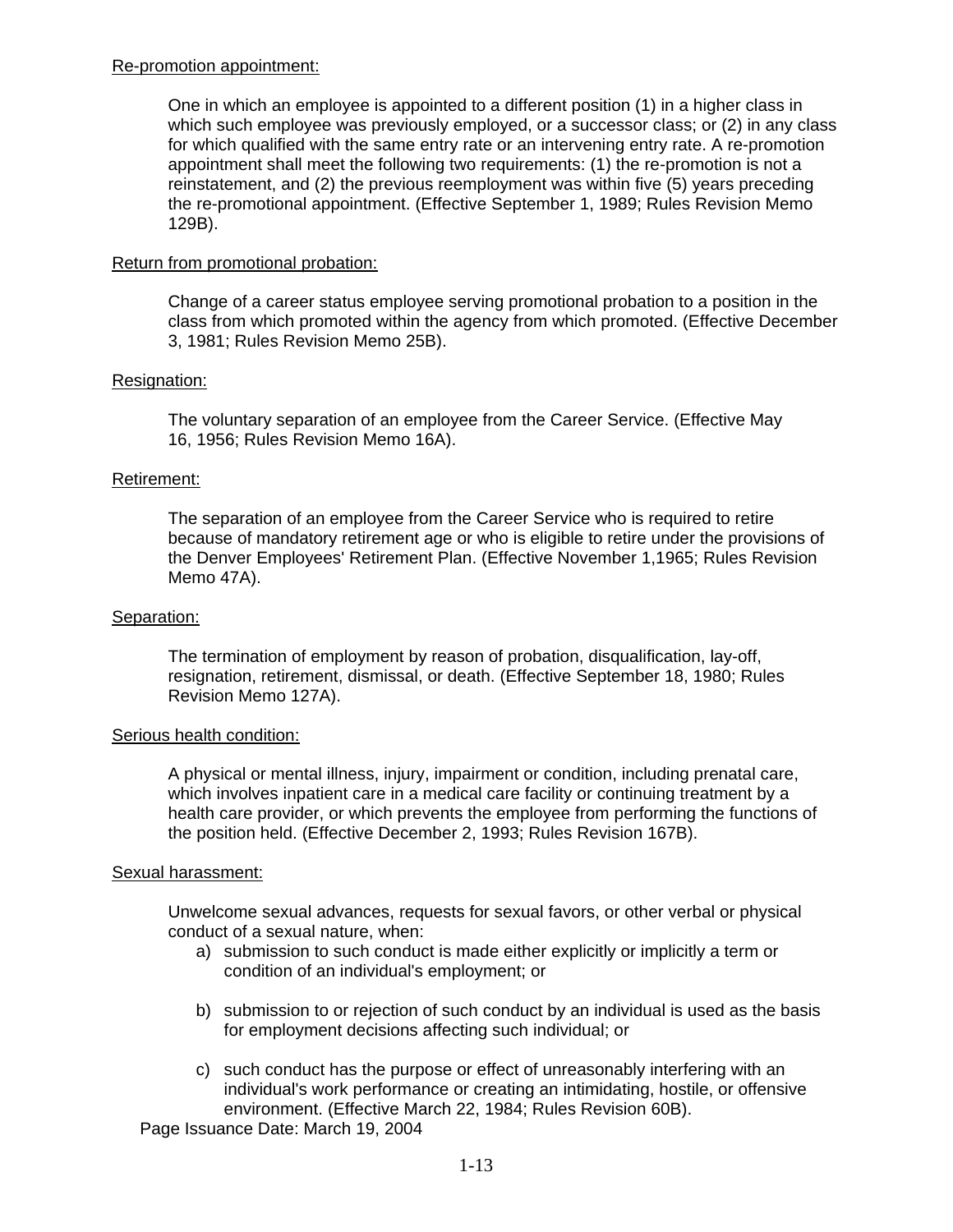<u>Re-promotion appointment:</u>

One in which an employee is appointed to a different position (1) in a higher class in which such employee was previously employed, or a successor class; or (2) in any class for which qualified with the same entry rate or an intervening entry rate. A re-promotion appointment shall meet the following two requirements: (1) the re-promotion is not a reinstatement, and (2) the previous reemployment was within five (5) years preceding the re-promotional appointment. (Effective September 1, 1989; Rules Revision Memo 129B).

<u>Return from promotional probation:</u>

Change of a career status employee serving promotional probation to a position in the class from which promoted within the agency from which promoted. (Effective December 3, 1981; Rules Revision Memo 25B).

<u>Resignation:</u>

The voluntary separation of an employee from the Career Service. (Effective May 16, 1956; Rules Revision Memo 16A).

<u>Retirement:</u>

The separation of an employee from the Career Service who is required to retire because of mandatory retirement age or who is eligible to retire under the provisions of the Denver Employees' Retirement Plan. (Effective November 1,1965; Rules Revision Memo 47A).

<u>Separation:</u>

The termination of employment by reason of probation, disqualification, lay-off, resignation, retirement, dismissal, or death. (Effective September 18, 1980; Rules Revision Memo 127A).

<u>Serious health condition:</u>

A physical or mental illness, injury, impairment or condition, including prenatal care, which involves inpatient care in a medical care facility or continuing treatment by a health care provider, or which prevents the employee from performing the functions of the position held. (Effective December 2, 1993; Rules Revision 167B).

<u>Sexual harassment:</u>

Unwelcome sexual advances, requests for sexual favors, or other verbal or physical conduct of a sexual nature, when:

a) submission to such conduct is made either explicitly or implicitly a term or condition of an individual's employment; or

b) submission to or rejection of such conduct by an individual is used as the basis for employment decisions affecting such individual; or

c) such conduct has the purpose or effect of unreasonably interfering with an individual's work performance or creating an intimidating, hostile, or offensive environment. (Effective March 22, 1984; Rules Revision 60B).

Page Issuance Date: March 19, 2004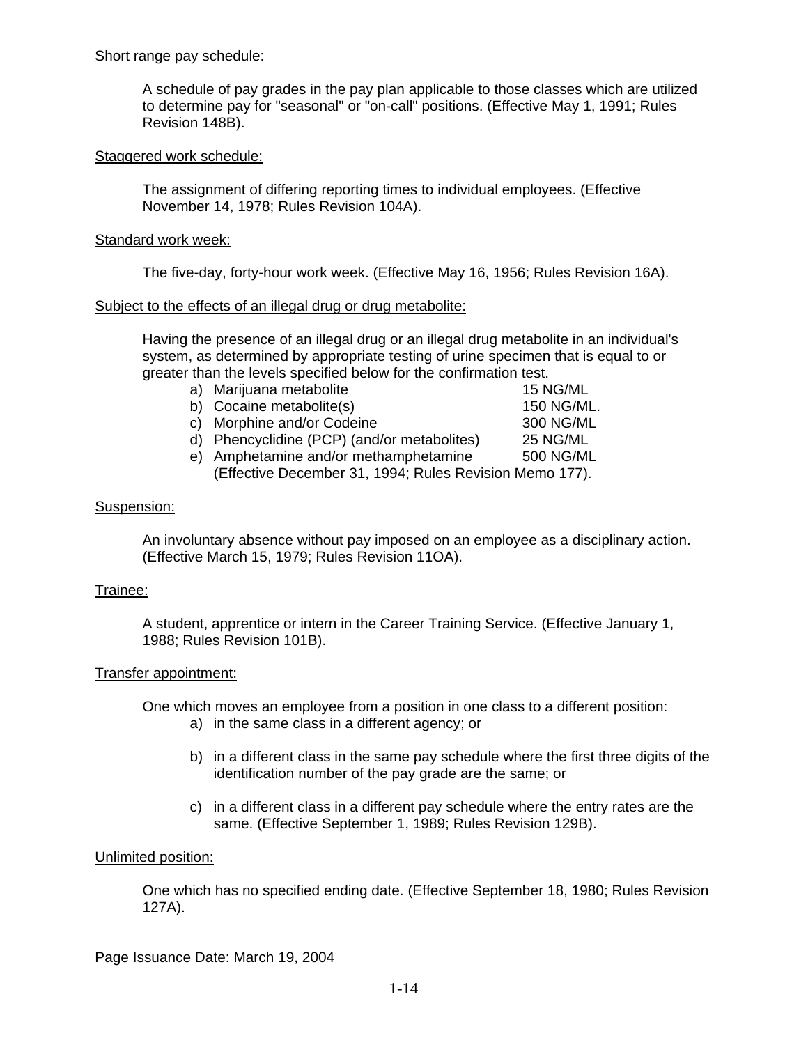<u>Short range pay schedule:</u>

A schedule of pay grades in the pay plan applicable to those classes which are utilized to determine pay for "seasonal" or "on-call" positions. (Effective May 1, 1991; Rules Revision 148B).

<u>Staggered work schedule:</u>

The assignment of differing reporting times to individual employees. (Effective November 14, 1978; Rules Revision 104A).

<u>Standard work week:</u>

The five-day, forty-hour work week. (Effective May 16, 1956; Rules Revision 16A).

<u>Subject to the effects of an illegal drug or drug metabolite:</u>

Having the presence of an illegal drug or an illegal drug metabolite in an individual's system, as determined by appropriate testing of urine specimen that is equal to or greater than the levels specified below for the confirmation test.

| | |
|---|---|
| a) Marijuana metabolite | 15 NG/ML |
| b) Cocaine metabolite(s) | 150 NG/ML. |
| c) Morphine and/or Codeine | 300 NG/ML |
| d) Phencyclidine (PCP) (and/or metabolites) | 25 NG/ML |
| e) Amphetamine and/or methamphetamine | 500 NG/ML |

(Effective December 31, 1994; Rules Revision Memo 177).

<u>Suspension:</u>

An involuntary absence without pay imposed on an employee as a disciplinary action. (Effective March 15, 1979; Rules Revision 11OA).

<u>Trainee:</u>

A student, apprentice or intern in the Career Training Service. (Effective January 1, 1988; Rules Revision 101B).

<u>Transfer appointment:</u>

One which moves an employee from a position in one class to a different position:

a) in the same class in a different agency; or

b) in a different class in the same pay schedule where the first three digits of the identification number of the pay grade are the same; or

c) in a different class in a different pay schedule where the entry rates are the same. (Effective September 1, 1989; Rules Revision 129B).

<u>Unlimited position:</u>

One which has no specified ending date. (Effective September 18, 1980; Rules Revision 127A).

Page Issuance Date: March 19, 2004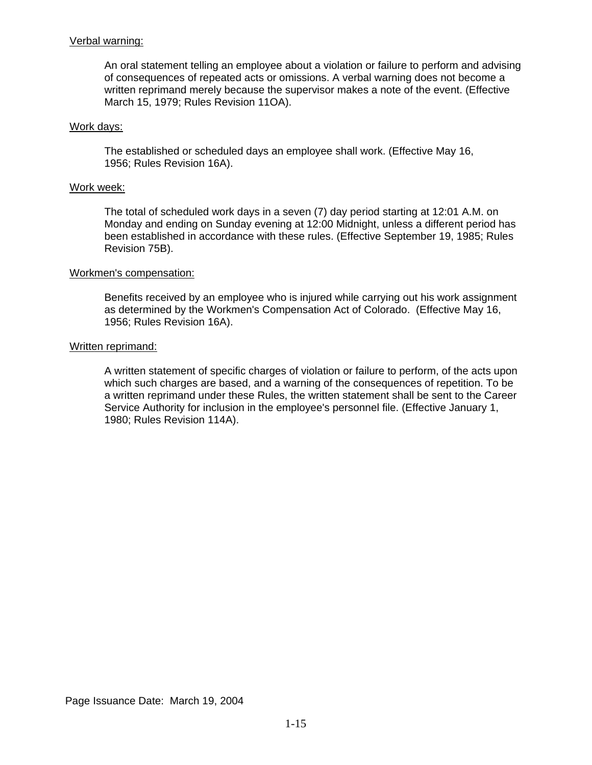<u>Verbal warning:</u>

An oral statement telling an employee about a violation or failure to perform and advising of consequences of repeated acts or omissions. A verbal warning does not become a written reprimand merely because the supervisor makes a note of the event. (Effective March 15, 1979; Rules Revision 11OA).

<u>Work days:</u>

The established or scheduled days an employee shall work. (Effective May 16, 1956; Rules Revision 16A).

<u>Work week:</u>

The total of scheduled work days in a seven (7) day period starting at 12:01 A.M. on Monday and ending on Sunday evening at 12:00 Midnight, unless a different period has been established in accordance with these rules. (Effective September 19, 1985; Rules Revision 75B).

<u>Workmen's compensation:</u>

Benefits received by an employee who is injured while carrying out his work assignment as determined by the Workmen's Compensation Act of Colorado. (Effective May 16, 1956; Rules Revision 16A).

<u>Written reprimand:</u>

A written statement of specific charges of violation or failure to perform, of the acts upon which such charges are based, and a warning of the consequences of repetition. To be a written reprimand under these Rules, the written statement shall be sent to the Career Service Authority for inclusion in the employee's personnel file. (Effective January 1, 1980; Rules Revision 114A).

Page Issuance Date: March 19, 2004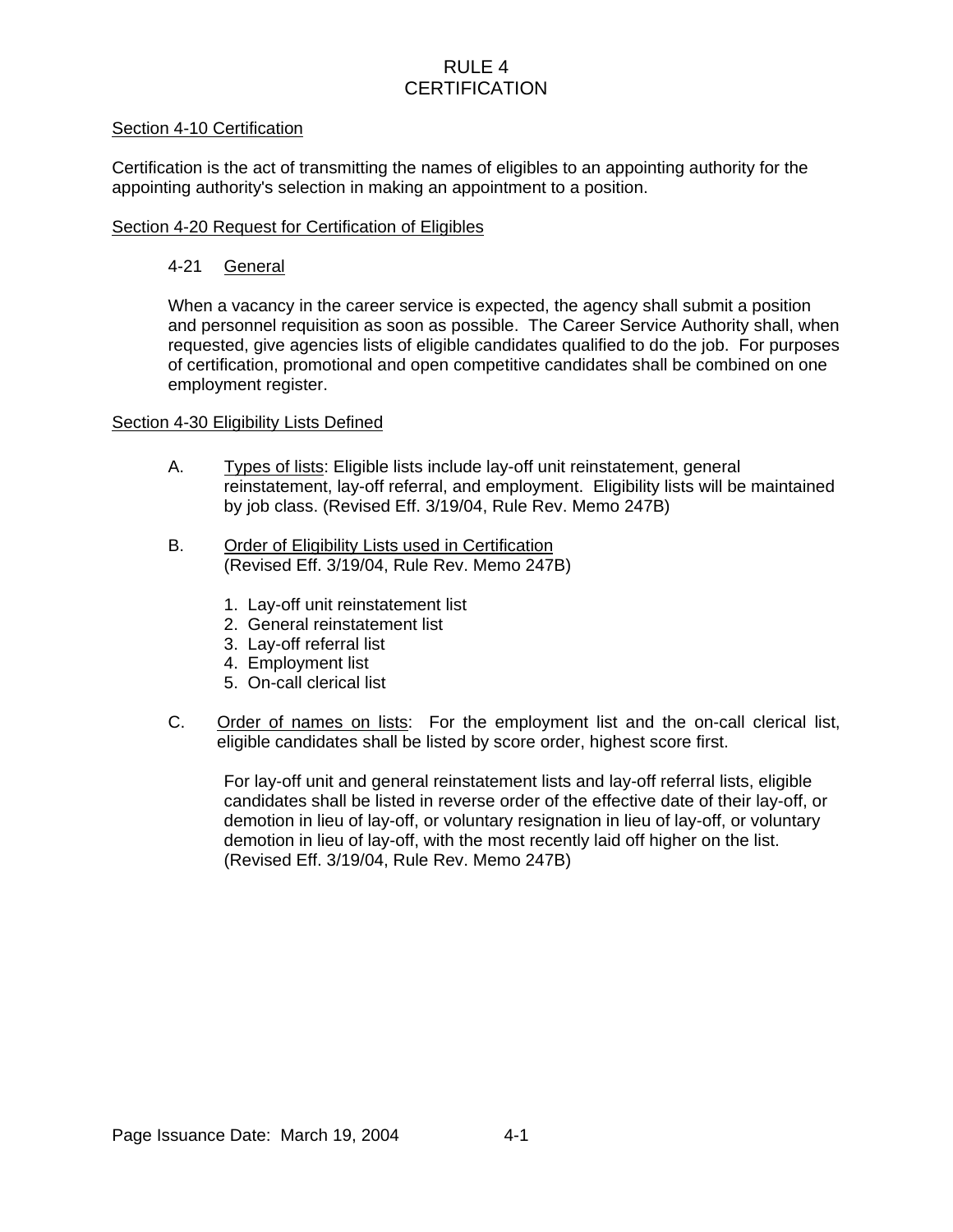# RULE 4
# CERTIFICATION

## Section 4-10 Certification

Certification is the act of transmitting the names of eligibles to an appointing authority for the appointing authority's selection in making an appointment to a position.

## Section 4-20 Request for Certification of Eligibles

### 4-21 General

When a vacancy in the career service is expected, the agency shall submit a position and personnel requisition as soon as possible. The Career Service Authority shall, when requested, give agencies lists of eligible candidates qualified to do the job. For purposes of certification, promotional and open competitive candidates shall be combined on one employment register.

## Section 4-30 Eligibility Lists Defined

A. Types of lists: Eligible lists include lay-off unit reinstatement, general reinstatement, lay-off referral, and employment. Eligibility lists will be maintained by job class. (Revised Eff. 3/19/04, Rule Rev. Memo 247B)

B. Order of Eligibility Lists used in Certification (Revised Eff. 3/19/04, Rule Rev. Memo 247B)

1. Lay-off unit reinstatement list
2. General reinstatement list
3. Lay-off referral list
4. Employment list
5. On-call clerical list

C. Order of names on lists: For the employment list and the on-call clerical list, eligible candidates shall be listed by score order, highest score first.

For lay-off unit and general reinstatement lists and lay-off referral lists, eligible candidates shall be listed in reverse order of the effective date of their lay-off, or demotion in lieu of lay-off, or voluntary resignation in lieu of lay-off, or voluntary demotion in lieu of lay-off, with the most recently laid off higher on the list. (Revised Eff. 3/19/04, Rule Rev. Memo 247B)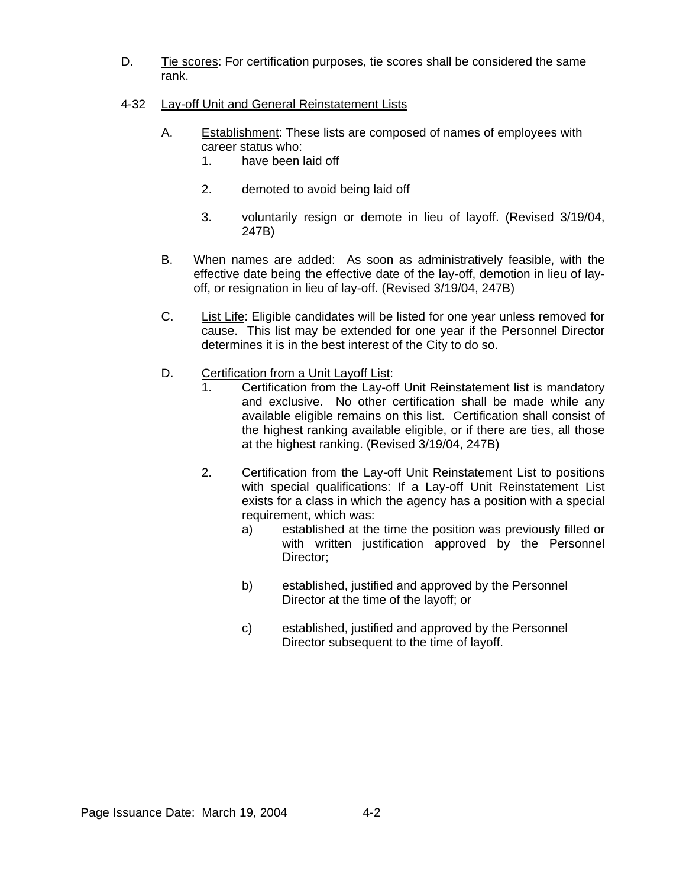D. Tie scores: For certification purposes, tie scores shall be considered the same rank.

4-32 Lay-off Unit and General Reinstatement Lists

A. Establishment: These lists are composed of names of employees with career status who:
   1. have been laid off
   2. demoted to avoid being laid off
   3. voluntarily resign or demote in lieu of layoff. (Revised 3/19/04, 247B)

B. When names are added: As soon as administratively feasible, with the effective date being the effective date of the lay-off, demotion in lieu of lay-off, or resignation in lieu of lay-off. (Revised 3/19/04, 247B)

C. List Life: Eligible candidates will be listed for one year unless removed for cause. This list may be extended for one year if the Personnel Director determines it is in the best interest of the City to do so.

D. Certification from a Unit Layoff List:
   1. Certification from the Lay-off Unit Reinstatement list is mandatory and exclusive. No other certification shall be made while any available eligible remains on this list. Certification shall consist of the highest ranking available eligible, or if there are ties, all those at the highest ranking. (Revised 3/19/04, 247B)
   2. Certification from the Lay-off Unit Reinstatement List to positions with special qualifications: If a Lay-off Unit Reinstatement List exists for a class in which the agency has a position with a special requirement, which was:
      a) established at the time the position was previously filled or with written justification approved by the Personnel Director;
      b) established, justified and approved by the Personnel Director at the time of the layoff; or
      c) established, justified and approved by the Personnel Director subsequent to the time of layoff.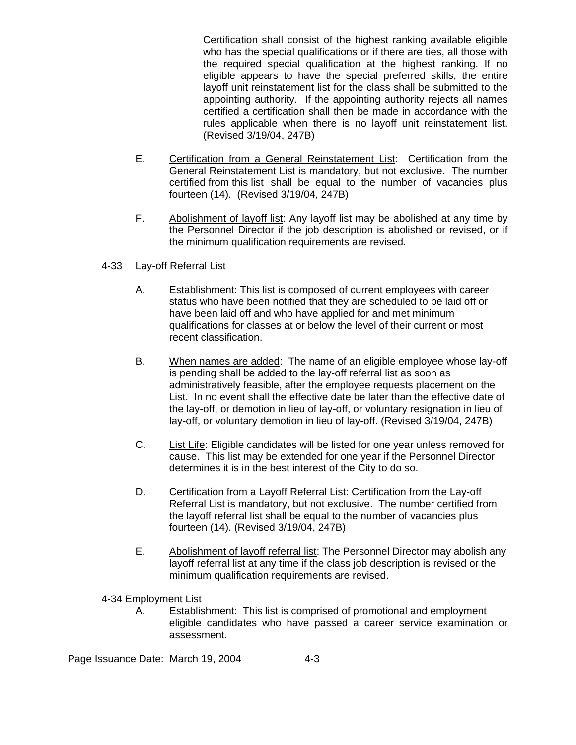Certification shall consist of the highest ranking available eligible who has the special qualifications or if there are ties, all those with the required special qualification at the highest ranking. If no eligible appears to have the special preferred skills, the entire layoff unit reinstatement list for the class shall be submitted to the appointing authority. If the appointing authority rejects all names certified a certification shall then be made in accordance with the rules applicable when there is no layoff unit reinstatement list. (Revised 3/19/04, 247B)

E. Certification from a General Reinstatement List: Certification from the General Reinstatement List is mandatory, but not exclusive. The number certified from this list shall be equal to the number of vacancies plus fourteen (14). (Revised 3/19/04, 247B)

F. Abolishment of layoff list: Any layoff list may be abolished at any time by the Personnel Director if the job description is abolished or revised, or if the minimum qualification requirements are revised.

4-33 Lay-off Referral List

A. Establishment: This list is composed of current employees with career status who have been notified that they are scheduled to be laid off or have been laid off and who have applied for and met minimum qualifications for classes at or below the level of their current or most recent classification.

B. When names are added: The name of an eligible employee whose lay-off is pending shall be added to the lay-off referral list as soon as administratively feasible, after the employee requests placement on the List. In no event shall the effective date be later than the effective date of the lay-off, or demotion in lieu of lay-off, or voluntary resignation in lieu of lay-off, or voluntary demotion in lieu of lay-off. (Revised 3/19/04, 247B)

C. List Life: Eligible candidates will be listed for one year unless removed for cause. This list may be extended for one year if the Personnel Director determines it is in the best interest of the City to do so.

D. Certification from a Layoff Referral List: Certification from the Lay-off Referral List is mandatory, but not exclusive. The number certified from the layoff referral list shall be equal to the number of vacancies plus fourteen (14). (Revised 3/19/04, 247B)

E. Abolishment of layoff referral list: The Personnel Director may abolish any layoff referral list at any time if the class job description is revised or the minimum qualification requirements are revised.

4-34 Employment List

A. Establishment: This list is comprised of promotional and employment eligible candidates who have passed a career service examination or assessment.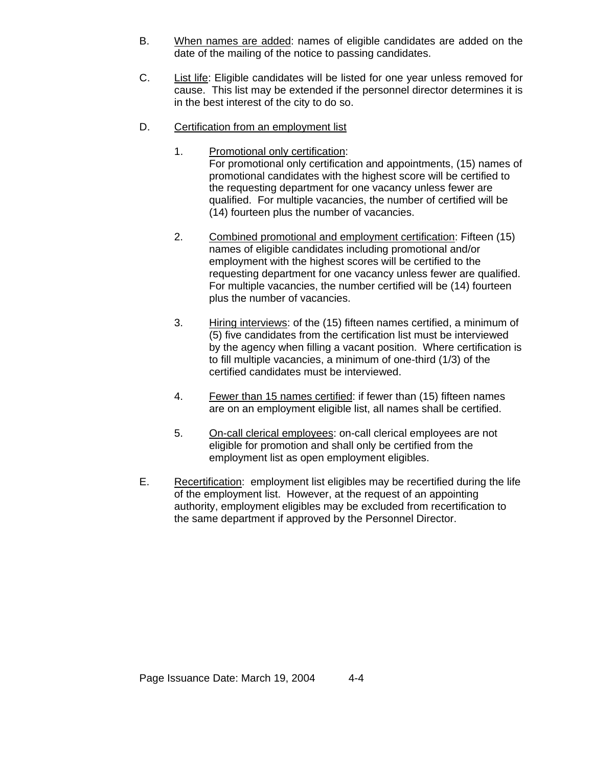B. <u>When names are added</u>: names of eligible candidates are added on the date of the mailing of the notice to passing candidates.

C. <u>List life</u>: Eligible candidates will be listed for one year unless removed for cause. This list may be extended if the personnel director determines it is in the best interest of the city to do so.

D. <u>Certification from an employment list</u>

1. <u>Promotional only certification</u>:
For promotional only certification and appointments, (15) names of promotional candidates with the highest score will be certified to the requesting department for one vacancy unless fewer are qualified. For multiple vacancies, the number of certified will be (14) fourteen plus the number of vacancies.

2. <u>Combined promotional and employment certification</u>: Fifteen (15) names of eligible candidates including promotional and/or employment with the highest scores will be certified to the requesting department for one vacancy unless fewer are qualified. For multiple vacancies, the number certified will be (14) fourteen plus the number of vacancies.

3. <u>Hiring interviews</u>: of the (15) fifteen names certified, a minimum of (5) five candidates from the certification list must be interviewed by the agency when filling a vacant position. Where certification is to fill multiple vacancies, a minimum of one-third (1/3) of the certified candidates must be interviewed.

4. <u>Fewer than 15 names certified</u>: if fewer than (15) fifteen names are on an employment eligible list, all names shall be certified.

5. <u>On-call clerical employees</u>: on-call clerical employees are not eligible for promotion and shall only be certified from the employment list as open employment eligibles.

E. <u>Recertification</u>: employment list eligibles may be recertified during the life of the employment list. However, at the request of an appointing authority, employment eligibles may be excluded from recertification to the same department if approved by the Personnel Director.

Page Issuance Date: March 19, 2004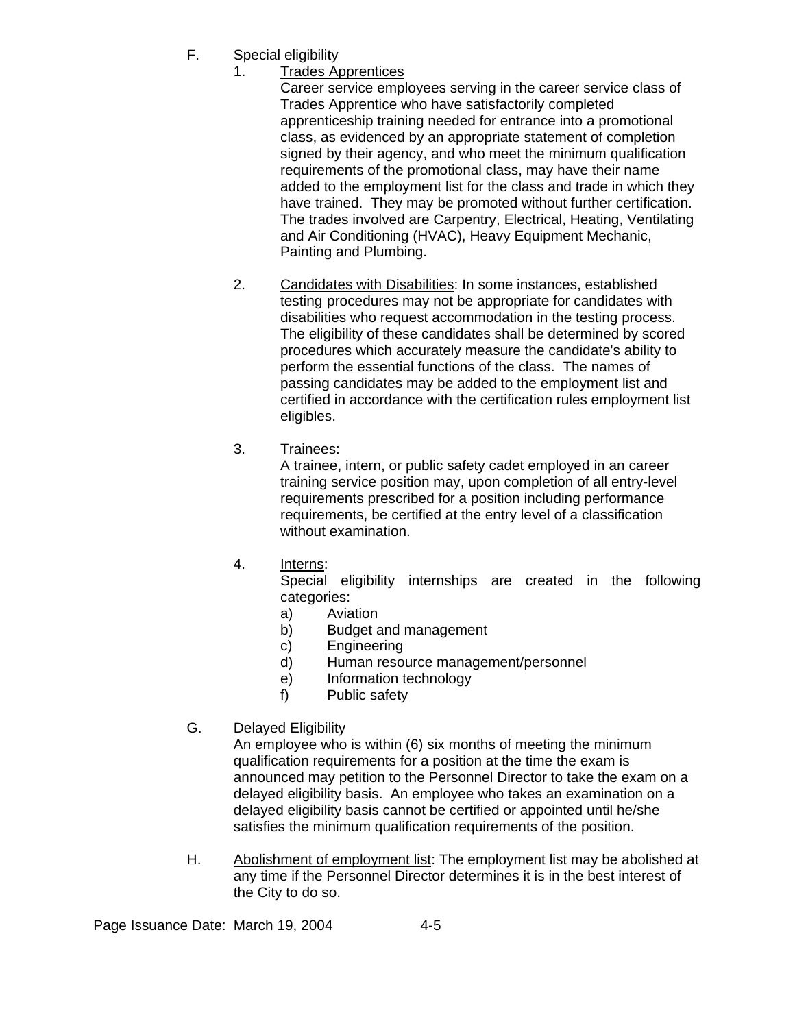F. Special eligibility

1. Trades Apprentices

   Career service employees serving in the career service class of Trades Apprentice who have satisfactorily completed apprenticeship training needed for entrance into a promotional class, as evidenced by an appropriate statement of completion signed by their agency, and who meet the minimum qualification requirements of the promotional class, may have their name added to the employment list for the class and trade in which they have trained. They may be promoted without further certification. The trades involved are Carpentry, Electrical, Heating, Ventilating and Air Conditioning (HVAC), Heavy Equipment Mechanic, Painting and Plumbing.

2. Candidates with Disabilities: In some instances, established testing procedures may not be appropriate for candidates with disabilities who request accommodation in the testing process. The eligibility of these candidates shall be determined by scored procedures which accurately measure the candidate's ability to perform the essential functions of the class. The names of passing candidates may be added to the employment list and certified in accordance with the certification rules employment list eligibles.

3. Trainees:

   A trainee, intern, or public safety cadet employed in an career training service position may, upon completion of all entry-level requirements prescribed for a position including performance requirements, be certified at the entry level of a classification without examination.

4. Interns:

   Special eligibility internships are created in the following categories:

   a) Aviation
   b) Budget and management
   c) Engineering
   d) Human resource management/personnel
   e) Information technology
   f) Public safety

G. Delayed Eligibility

An employee who is within (6) six months of meeting the minimum qualification requirements for a position at the time the exam is announced may petition to the Personnel Director to take the exam on a delayed eligibility basis. An employee who takes an examination on a delayed eligibility basis cannot be certified or appointed until he/she satisfies the minimum qualification requirements of the position.

H. Abolishment of employment list: The employment list may be abolished at any time if the Personnel Director determines it is in the best interest of the City to do so.

Page Issuance Date: March 19, 2004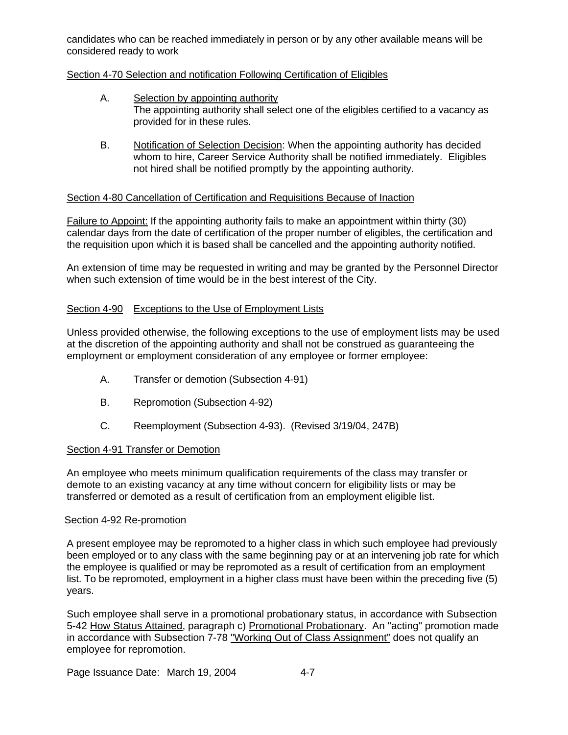candidates who can be reached immediately in person or by any other available means will be considered ready to work

<u>Section 4-70 Selection and notification Following Certification of Eligibles</u>

A. <u>Selection by appointing authority</u>
   The appointing authority shall select one of the eligibles certified to a vacancy as provided for in these rules.

B. <u>Notification of Selection Decision</u>: When the appointing authority has decided whom to hire, Career Service Authority shall be notified immediately. Eligibles not hired shall be notified promptly by the appointing authority.

<u>Section 4-80 Cancellation of Certification and Requisitions Because of Inaction</u>

<u>Failure to Appoint:</u> If the appointing authority fails to make an appointment within thirty (30) calendar days from the date of certification of the proper number of eligibles, the certification and the requisition upon which it is based shall be cancelled and the appointing authority notified.

An extension of time may be requested in writing and may be granted by the Personnel Director when such extension of time would be in the best interest of the City.

<u>Section 4-90</u> <u>Exceptions to the Use of Employment Lists</u>

Unless provided otherwise, the following exceptions to the use of employment lists may be used at the discretion of the appointing authority and shall not be construed as guaranteeing the employment or employment consideration of any employee or former employee:

A. Transfer or demotion (Subsection 4-91)

B. Repromotion (Subsection 4-92)

C. Reemployment (Subsection 4-93). (Revised 3/19/04, 247B)

<u>Section 4-91 Transfer or Demotion</u>

An employee who meets minimum qualification requirements of the class may transfer or demote to an existing vacancy at any time without concern for eligibility lists or may be transferred or demoted as a result of certification from an employment eligible list.

<u>Section 4-92 Re-promotion</u>

A present employee may be repromoted to a higher class in which such employee had previously been employed or to any class with the same beginning pay or at an intervening job rate for which the employee is qualified or may be repromoted as a result of certification from an employment list. To be repromoted, employment in a higher class must have been within the preceding five (5) years.

Such employee shall serve in a promotional probationary status, in accordance with Subsection 5-42 <u>How Status Attained</u>, paragraph c) <u>Promotional Probationary</u>. An "acting" promotion made in accordance with Subsection 7-78 <u>"Working Out of Class Assignment"</u> does not qualify an employee for repromotion.

Page Issuance Date: March 19, 2004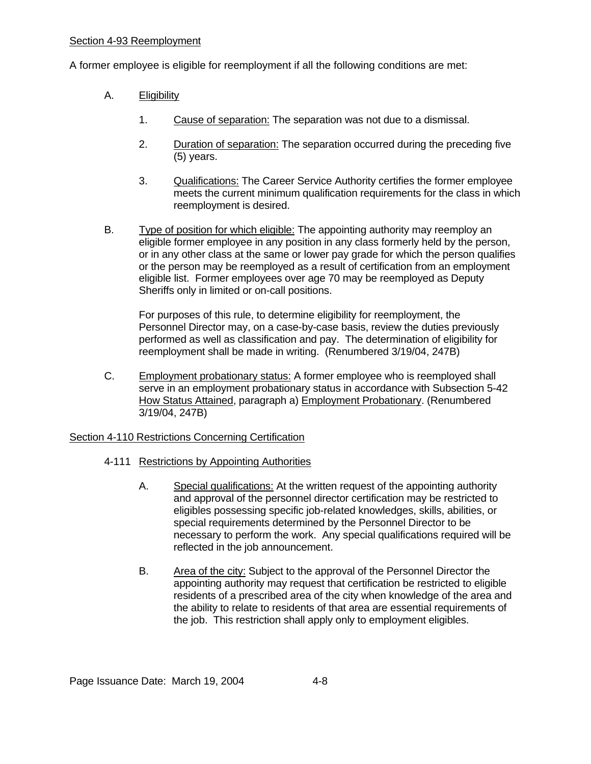Section 4-93 Reemployment

A former employee is eligible for reemployment if all the following conditions are met:

A. Eligibility

   1. Cause of separation: The separation was not due to a dismissal.

   2. Duration of separation: The separation occurred during the preceding five (5) years.

   3. Qualifications: The Career Service Authority certifies the former employee meets the current minimum qualification requirements for the class in which reemployment is desired.

B. Type of position for which eligible: The appointing authority may reemploy an eligible former employee in any position in any class formerly held by the person, or in any other class at the same or lower pay grade for which the person qualifies or the person may be reemployed as a result of certification from an employment eligible list. Former employees over age 70 may be reemployed as Deputy Sheriffs only in limited or on-call positions.

   For purposes of this rule, to determine eligibility for reemployment, the Personnel Director may, on a case-by-case basis, review the duties previously performed as well as classification and pay. The determination of eligibility for reemployment shall be made in writing. (Renumbered 3/19/04, 247B)

C. Employment probationary status: A former employee who is reemployed shall serve in an employment probationary status in accordance with Subsection 5-42 How Status Attained, paragraph a) Employment Probationary. (Renumbered 3/19/04, 247B)

Section 4-110 Restrictions Concerning Certification

4-111 Restrictions by Appointing Authorities

   A. Special qualifications: At the written request of the appointing authority and approval of the personnel director certification may be restricted to eligibles possessing specific job-related knowledges, skills, abilities, or special requirements determined by the Personnel Director to be necessary to perform the work. Any special qualifications required will be reflected in the job announcement.

   B. Area of the city: Subject to the approval of the Personnel Director the appointing authority may request that certification be restricted to eligible residents of a prescribed area of the city when knowledge of the area and the ability to relate to residents of that area are essential requirements of the job. This restriction shall apply only to employment eligibles.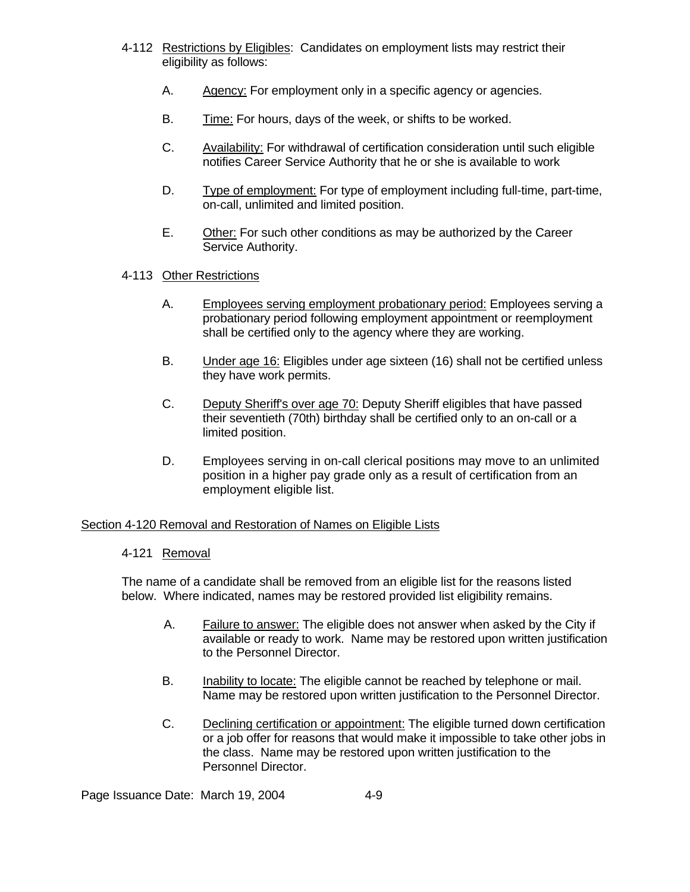4-112 Restrictions by Eligibles: Candidates on employment lists may restrict their eligibility as follows:

A. Agency: For employment only in a specific agency or agencies.

B. Time: For hours, days of the week, or shifts to be worked.

C. Availability: For withdrawal of certification consideration until such eligible notifies Career Service Authority that he or she is available to work

D. Type of employment: For type of employment including full-time, part-time, on-call, unlimited and limited position.

E. Other: For such other conditions as may be authorized by the Career Service Authority.

4-113 Other Restrictions

A. Employees serving employment probationary period: Employees serving a probationary period following employment appointment or reemployment shall be certified only to the agency where they are working.

B. Under age 16: Eligibles under age sixteen (16) shall not be certified unless they have work permits.

C. Deputy Sheriff's over age 70: Deputy Sheriff eligibles that have passed their seventieth (70th) birthday shall be certified only to an on-call or a limited position.

D. Employees serving in on-call clerical positions may move to an unlimited position in a higher pay grade only as a result of certification from an employment eligible list.

## Section 4-120 Removal and Restoration of Names on Eligible Lists

4-121 Removal

The name of a candidate shall be removed from an eligible list for the reasons listed below. Where indicated, names may be restored provided list eligibility remains.

A. Failure to answer: The eligible does not answer when asked by the City if available or ready to work. Name may be restored upon written justification to the Personnel Director.

B. Inability to locate: The eligible cannot be reached by telephone or mail. Name may be restored upon written justification to the Personnel Director.

C. Declining certification or appointment: The eligible turned down certification or a job offer for reasons that would make it impossible to take other jobs in the class. Name may be restored upon written justification to the Personnel Director.

Page Issuance Date: March 19, 2004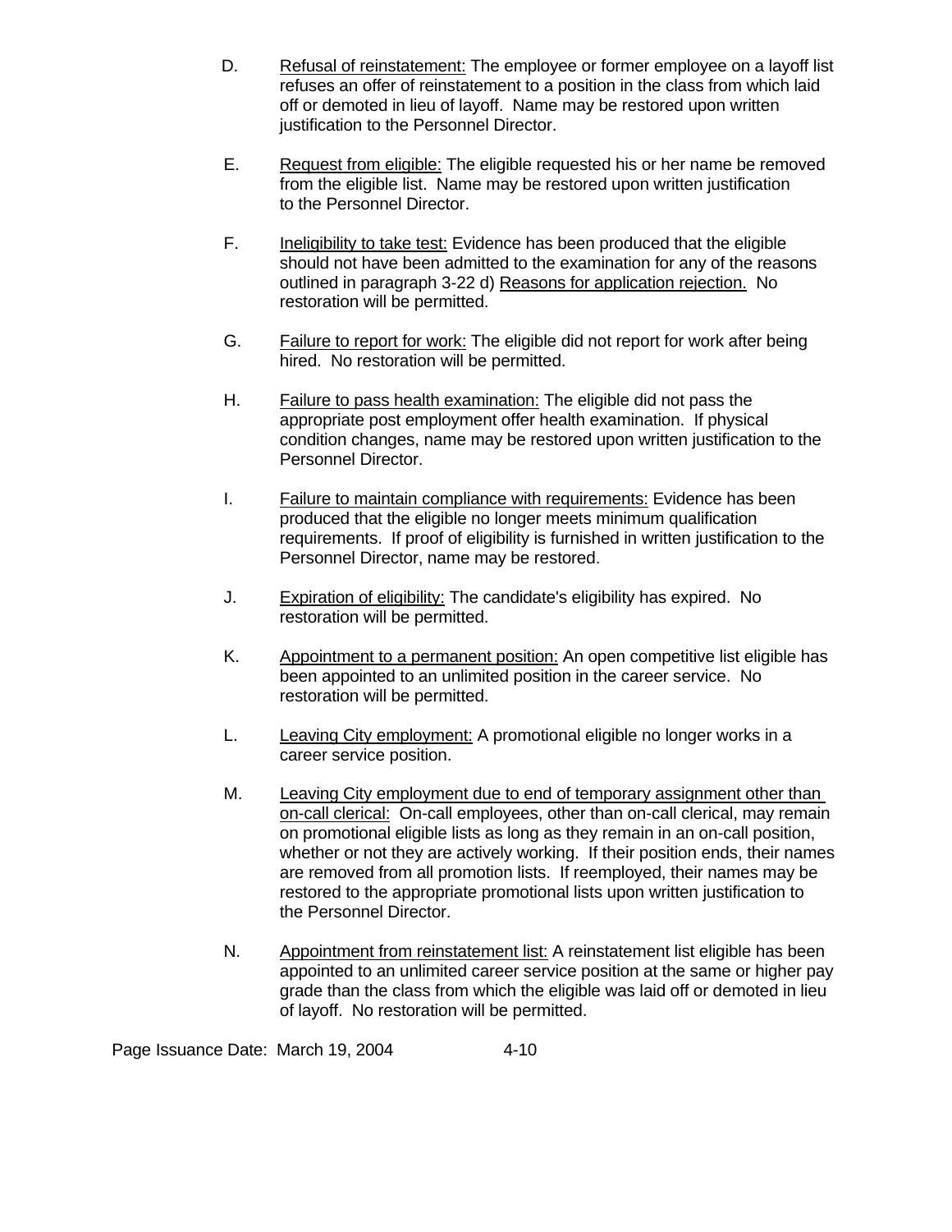D. <u>Refusal of reinstatement:</u> The employee or former employee on a layoff list refuses an offer of reinstatement to a position in the class from which laid off or demoted in lieu of layoff. Name may be restored upon written justification to the Personnel Director.

E. <u>Request from eligible:</u> The eligible requested his or her name be removed from the eligible list. Name may be restored upon written justification to the Personnel Director.

F. <u>Ineligibility to take test:</u> Evidence has been produced that the eligible should not have been admitted to the examination for any of the reasons outlined in paragraph 3-22 d) <u>Reasons for application rejection.</u> No restoration will be permitted.

G. <u>Failure to report for work:</u> The eligible did not report for work after being hired. No restoration will be permitted.

H. <u>Failure to pass health examination:</u> The eligible did not pass the appropriate post employment offer health examination. If physical condition changes, name may be restored upon written justification to the Personnel Director.

I. <u>Failure to maintain compliance with requirements:</u> Evidence has been produced that the eligible no longer meets minimum qualification requirements. If proof of eligibility is furnished in written justification to the Personnel Director, name may be restored.

J. <u>Expiration of eligibility:</u> The candidate's eligibility has expired. No restoration will be permitted.

K. <u>Appointment to a permanent position:</u> An open competitive list eligible has been appointed to an unlimited position in the career service. No restoration will be permitted.

L. <u>Leaving City employment:</u> A promotional eligible no longer works in a career service position.

M. <u>Leaving City employment due to end of temporary assignment other than on-call clerical:</u> On-call employees, other than on-call clerical, may remain on promotional eligible lists as long as they remain in an on-call position, whether or not they are actively working. If their position ends, their names are removed from all promotion lists. If reemployed, their names may be restored to the appropriate promotional lists upon written justification to the Personnel Director.

N. <u>Appointment from reinstatement list:</u> A reinstatement list eligible has been appointed to an unlimited career service position at the same or higher pay grade than the class from which the eligible was laid off or demoted in lieu of layoff. No restoration will be permitted.

Page Issuance Date: March 19, 2004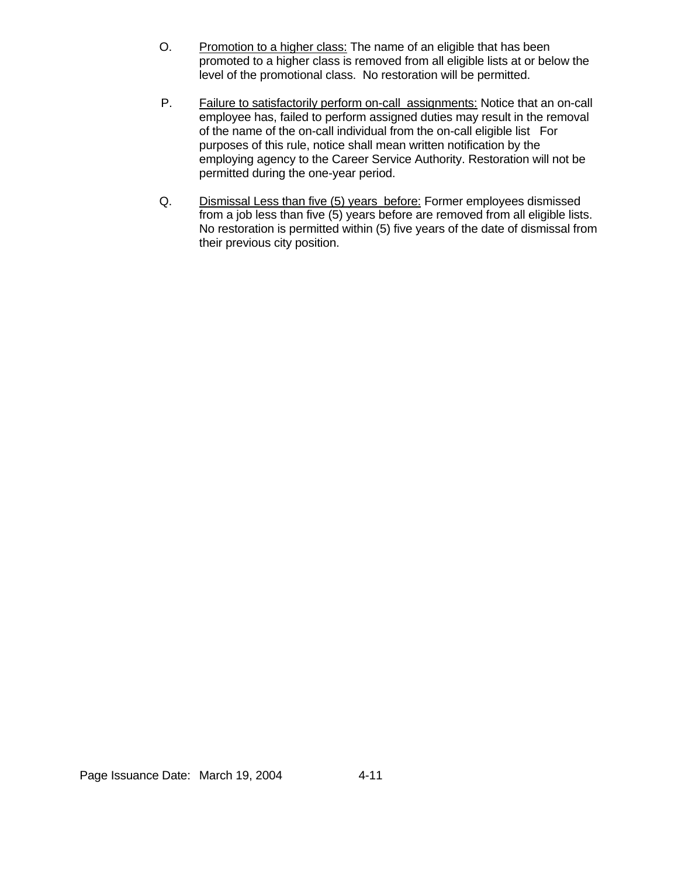O. Promotion to a higher class: The name of an eligible that has been promoted to a higher class is removed from all eligible lists at or below the level of the promotional class. No restoration will be permitted.

P. Failure to satisfactorily perform on-call assignments: Notice that an on-call employee has, failed to perform assigned duties may result in the removal of the name of the on-call individual from the on-call eligible list For purposes of this rule, notice shall mean written notification by the employing agency to the Career Service Authority. Restoration will not be permitted during the one-year period.

Q. Dismissal Less than five (5) years before: Former employees dismissed from a job less than five (5) years before are removed from all eligible lists. No restoration is permitted within (5) five years of the date of dismissal from their previous city position.

Page Issuance Date: March 19, 2004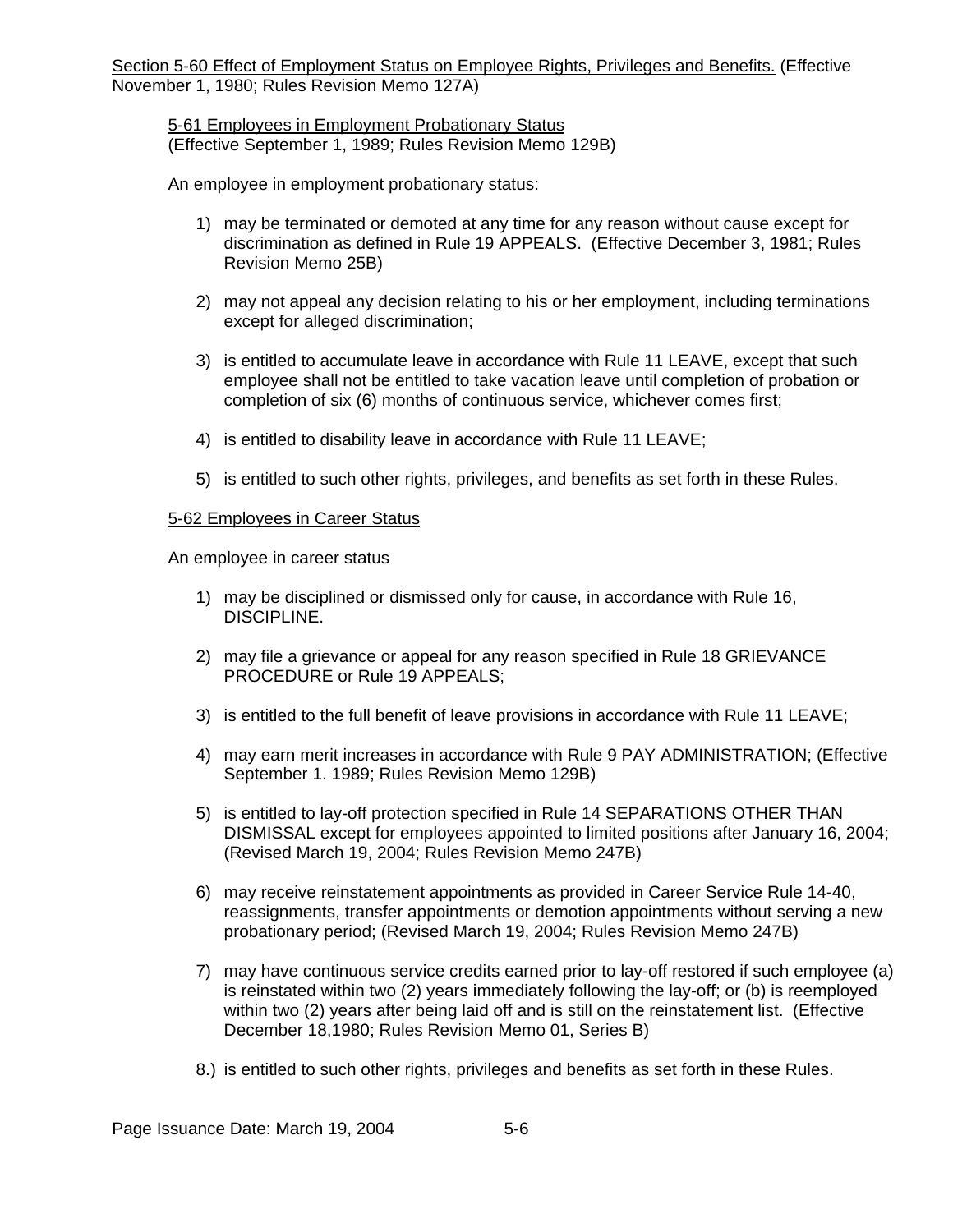<u>Section 5-60 Effect of Employment Status on Employee Rights, Privileges and Benefits.</u> (Effective November 1, 1980; Rules Revision Memo 127A)

<u>5-61 Employees in Employment Probationary Status</u>
(Effective September 1, 1989; Rules Revision Memo 129B)

An employee in employment probationary status:

1) may be terminated or demoted at any time for any reason without cause except for discrimination as defined in Rule 19 APPEALS. (Effective December 3, 1981; Rules Revision Memo 25B)

2) may not appeal any decision relating to his or her employment, including terminations except for alleged discrimination;

3) is entitled to accumulate leave in accordance with Rule 11 LEAVE, except that such employee shall not be entitled to take vacation leave until completion of probation or completion of six (6) months of continuous service, whichever comes first;

4) is entitled to disability leave in accordance with Rule 11 LEAVE;

5) is entitled to such other rights, privileges, and benefits as set forth in these Rules.

<u>5-62 Employees in Career Status</u>

An employee in career status

1) may be disciplined or dismissed only for cause, in accordance with Rule 16, DISCIPLINE.

2) may file a grievance or appeal for any reason specified in Rule 18 GRIEVANCE PROCEDURE or Rule 19 APPEALS;

3) is entitled to the full benefit of leave provisions in accordance with Rule 11 LEAVE;

4) may earn merit increases in accordance with Rule 9 PAY ADMINISTRATION; (Effective September 1. 1989; Rules Revision Memo 129B)

5) is entitled to lay-off protection specified in Rule 14 SEPARATIONS OTHER THAN DISMISSAL except for employees appointed to limited positions after January 16, 2004; (Revised March 19, 2004; Rules Revision Memo 247B)

6) may receive reinstatement appointments as provided in Career Service Rule 14-40, reassignments, transfer appointments or demotion appointments without serving a new probationary period; (Revised March 19, 2004; Rules Revision Memo 247B)

7) may have continuous service credits earned prior to lay-off restored if such employee (a) is reinstated within two (2) years immediately following the lay-off; or (b) is reemployed within two (2) years after being laid off and is still on the reinstatement list. (Effective December 18,1980; Rules Revision Memo 01, Series B)

8.) is entitled to such other rights, privileges and benefits as set forth in these Rules.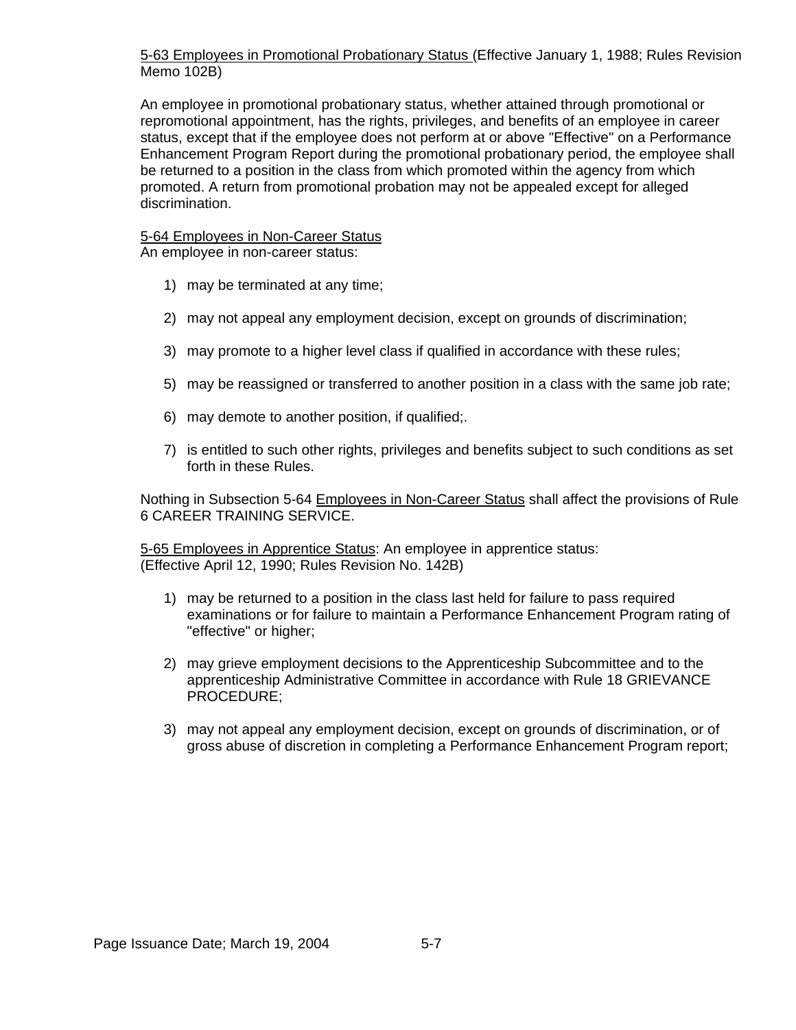5-63 Employees in Promotional Probationary Status (Effective January 1, 1988; Rules Revision Memo 102B)

An employee in promotional probationary status, whether attained through promotional or repromotional appointment, has the rights, privileges, and benefits of an employee in career status, except that if the employee does not perform at or above "Effective" on a Performance Enhancement Program Report during the promotional probationary period, the employee shall be returned to a position in the class from which promoted within the agency from which promoted. A return from promotional probation may not be appealed except for alleged discrimination.

5-64 Employees in Non-Career Status
An employee in non-career status:

1) may be terminated at any time;

2) may not appeal any employment decision, except on grounds of discrimination;

3) may promote to a higher level class if qualified in accordance with these rules;

5) may be reassigned or transferred to another position in a class with the same job rate;

6) may demote to another position, if qualified;.

7) is entitled to such other rights, privileges and benefits subject to such conditions as set forth in these Rules.

Nothing in Subsection 5-64 Employees in Non-Career Status shall affect the provisions of Rule 6 CAREER TRAINING SERVICE.

5-65 Employees in Apprentice Status: An employee in apprentice status:
(Effective April 12, 1990; Rules Revision No. 142B)

1) may be returned to a position in the class last held for failure to pass required examinations or for failure to maintain a Performance Enhancement Program rating of "effective" or higher;

2) may grieve employment decisions to the Apprenticeship Subcommittee and to the apprenticeship Administrative Committee in accordance with Rule 18 GRIEVANCE PROCEDURE;

3) may not appeal any employment decision, except on grounds of discrimination, or of gross abuse of discretion in completing a Performance Enhancement Program report;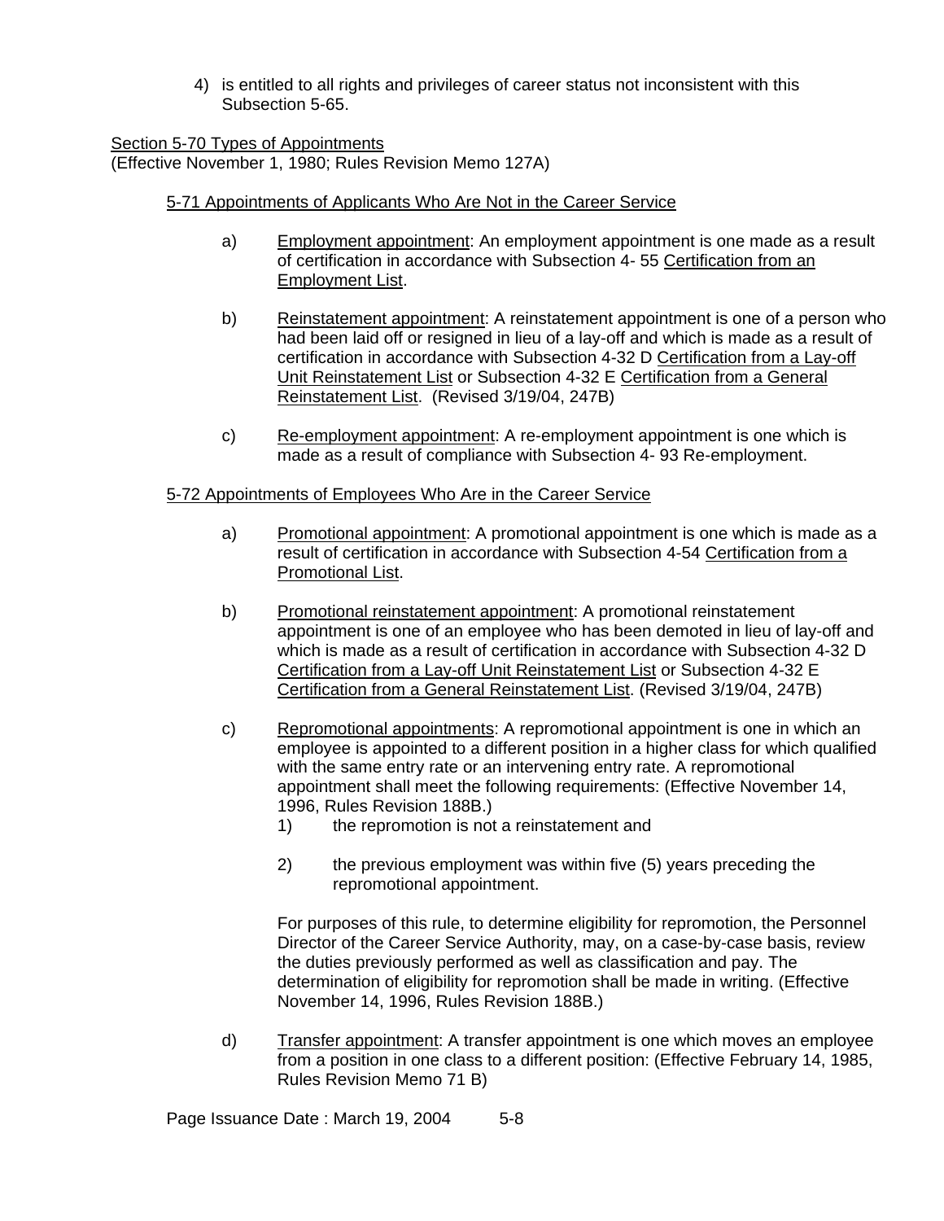4) is entitled to all rights and privileges of career status not inconsistent with this Subsection 5-65.

## Section 5-70 Types of Appointments

(Effective November 1, 1980; Rules Revision Memo 127A)

### 5-71 Appointments of Applicants Who Are Not in the Career Service

a) Employment appointment: An employment appointment is one made as a result of certification in accordance with Subsection 4- 55 Certification from an Employment List.

b) Reinstatement appointment: A reinstatement appointment is one of a person who had been laid off or resigned in lieu of a lay-off and which is made as a result of certification in accordance with Subsection 4-32 D Certification from a Lay-off Unit Reinstatement List or Subsection 4-32 E Certification from a General Reinstatement List. (Revised 3/19/04, 247B)

c) Re-employment appointment: A re-employment appointment is one which is made as a result of compliance with Subsection 4- 93 Re-employment.

### 5-72 Appointments of Employees Who Are in the Career Service

a) Promotional appointment: A promotional appointment is one which is made as a result of certification in accordance with Subsection 4-54 Certification from a Promotional List.

b) Promotional reinstatement appointment: A promotional reinstatement appointment is one of an employee who has been demoted in lieu of lay-off and which is made as a result of certification in accordance with Subsection 4-32 D Certification from a Lay-off Unit Reinstatement List or Subsection 4-32 E Certification from a General Reinstatement List. (Revised 3/19/04, 247B)

c) Repromotional appointments: A repromotional appointment is one in which an employee is appointed to a different position in a higher class for which qualified with the same entry rate or an intervening entry rate. A repromotional appointment shall meet the following requirements: (Effective November 14, 1996, Rules Revision 188B.)

   1) the repromotion is not a reinstatement and

   2) the previous employment was within five (5) years preceding the repromotional appointment.

   For purposes of this rule, to determine eligibility for repromotion, the Personnel Director of the Career Service Authority, may, on a case-by-case basis, review the duties previously performed as well as classification and pay. The determination of eligibility for repromotion shall be made in writing. (Effective November 14, 1996, Rules Revision 188B.)

d) Transfer appointment: A transfer appointment is one which moves an employee from a position in one class to a different position: (Effective February 14, 1985, Rules Revision Memo 71 B)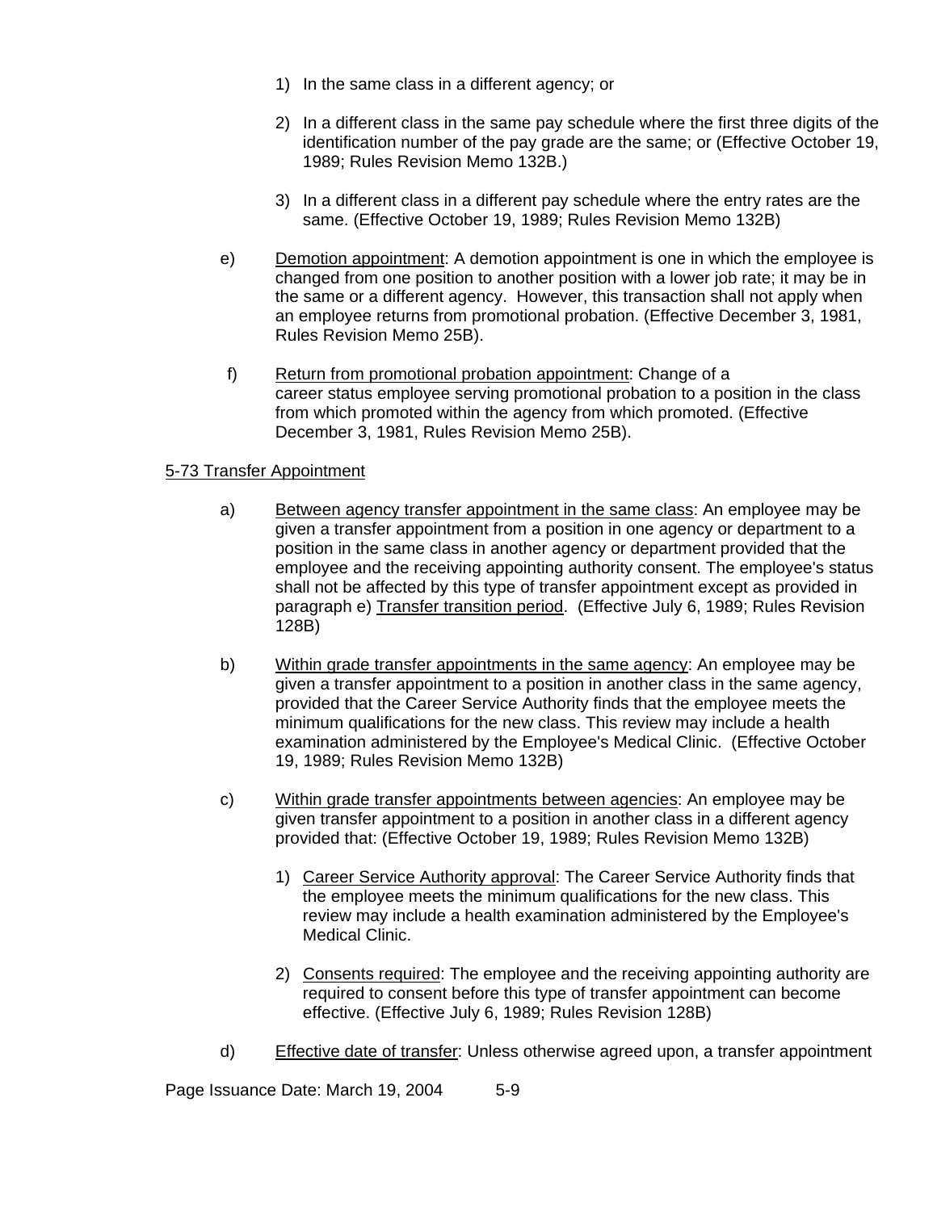1) In the same class in a different agency; or

2) In a different class in the same pay schedule where the first three digits of the identification number of the pay grade are the same; or (Effective October 19, 1989; Rules Revision Memo 132B.)

3) In a different class in a different pay schedule where the entry rates are the same. (Effective October 19, 1989; Rules Revision Memo 132B)

e) Demotion appointment: A demotion appointment is one in which the employee is changed from one position to another position with a lower job rate; it may be in the same or a different agency. However, this transaction shall not apply when an employee returns from promotional probation. (Effective December 3, 1981, Rules Revision Memo 25B).

f) Return from promotional probation appointment: Change of a career status employee serving promotional probation to a position in the class from which promoted within the agency from which promoted. (Effective December 3, 1981, Rules Revision Memo 25B).

## 5-73 Transfer Appointment

a) Between agency transfer appointment in the same class: An employee may be given a transfer appointment from a position in one agency or department to a position in the same class in another agency or department provided that the employee and the receiving appointing authority consent. The employee's status shall not be affected by this type of transfer appointment except as provided in paragraph e) Transfer transition period. (Effective July 6, 1989; Rules Revision 128B)

b) Within grade transfer appointments in the same agency: An employee may be given a transfer appointment to a position in another class in the same agency, provided that the Career Service Authority finds that the employee meets the minimum qualifications for the new class. This review may include a health examination administered by the Employee's Medical Clinic. (Effective October 19, 1989; Rules Revision Memo 132B)

c) Within grade transfer appointments between agencies: An employee may be given transfer appointment to a position in another class in a different agency provided that: (Effective October 19, 1989; Rules Revision Memo 132B)

1) Career Service Authority approval: The Career Service Authority finds that the employee meets the minimum qualifications for the new class. This review may include a health examination administered by the Employee's Medical Clinic.

2) Consents required: The employee and the receiving appointing authority are required to consent before this type of transfer appointment can become effective. (Effective July 6, 1989; Rules Revision 128B)

d) Effective date of transfer: Unless otherwise agreed upon, a transfer appointment

Page Issuance Date: March 19, 2004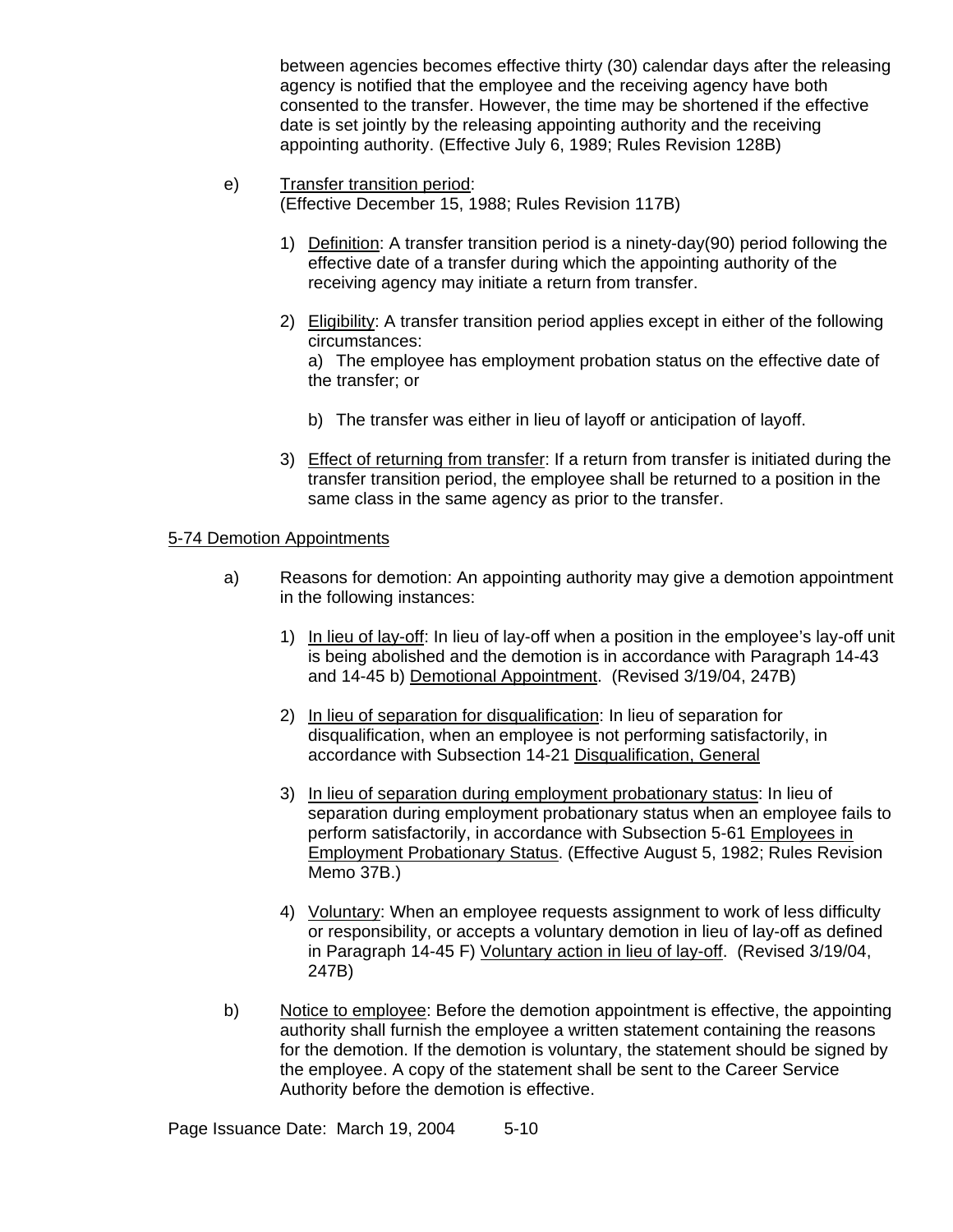between agencies becomes effective thirty (30) calendar days after the releasing agency is notified that the employee and the receiving agency have both consented to the transfer. However, the time may be shortened if the effective date is set jointly by the releasing appointing authority and the receiving appointing authority. (Effective July 6, 1989; Rules Revision 128B)

e) Transfer transition period:
(Effective December 15, 1988; Rules Revision 117B)

1) Definition: A transfer transition period is a ninety-day(90) period following the effective date of a transfer during which the appointing authority of the receiving agency may initiate a return from transfer.

2) Eligibility: A transfer transition period applies except in either of the following circumstances:
a) The employee has employment probation status on the effective date of the transfer; or

b) The transfer was either in lieu of layoff or anticipation of layoff.

3) Effect of returning from transfer: If a return from transfer is initiated during the transfer transition period, the employee shall be returned to a position in the same class in the same agency as prior to the transfer.

5-74 Demotion Appointments

a) Reasons for demotion: An appointing authority may give a demotion appointment in the following instances:

1) In lieu of lay-off: In lieu of lay-off when a position in the employee's lay-off unit is being abolished and the demotion is in accordance with Paragraph 14-43 and 14-45 b) Demotional Appointment. (Revised 3/19/04, 247B)

2) In lieu of separation for disqualification: In lieu of separation for disqualification, when an employee is not performing satisfactorily, in accordance with Subsection 14-21 Disqualification, General

3) In lieu of separation during employment probationary status: In lieu of separation during employment probationary status when an employee fails to perform satisfactorily, in accordance with Subsection 5-61 Employees in Employment Probationary Status. (Effective August 5, 1982; Rules Revision Memo 37B.)

4) Voluntary: When an employee requests assignment to work of less difficulty or responsibility, or accepts a voluntary demotion in lieu of lay-off as defined in Paragraph 14-45 F) Voluntary action in lieu of lay-off. (Revised 3/19/04, 247B)

b) Notice to employee: Before the demotion appointment is effective, the appointing authority shall furnish the employee a written statement containing the reasons for the demotion. If the demotion is voluntary, the statement should be signed by the employee. A copy of the statement shall be sent to the Career Service Authority before the demotion is effective.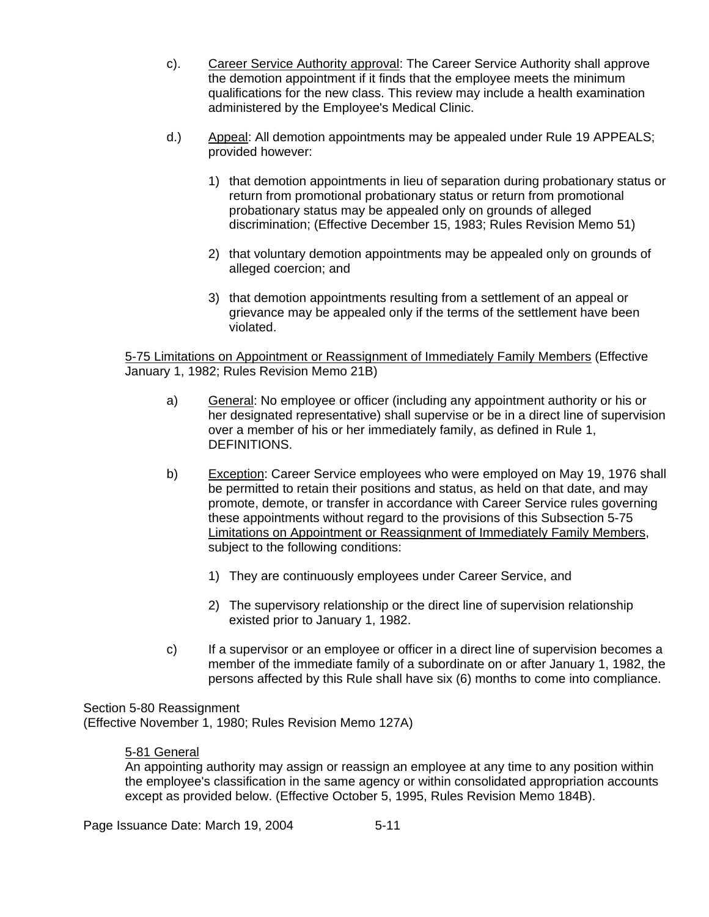c). <u>Career Service Authority approval</u>: The Career Service Authority shall approve the demotion appointment if it finds that the employee meets the minimum qualifications for the new class. This review may include a health examination administered by the Employee's Medical Clinic.

d.) <u>Appeal</u>: All demotion appointments may be appealed under Rule 19 APPEALS; provided however:

1) that demotion appointments in lieu of separation during probationary status or return from promotional probationary status or return from promotional probationary status may be appealed only on grounds of alleged discrimination; (Effective December 15, 1983; Rules Revision Memo 51)

2) that voluntary demotion appointments may be appealed only on grounds of alleged coercion; and

3) that demotion appointments resulting from a settlement of an appeal or grievance may be appealed only if the terms of the settlement have been violated.

<u>5-75 Limitations on Appointment or Reassignment of Immediately Family Members</u> (Effective January 1, 1982; Rules Revision Memo 21B)

a) <u>General</u>: No employee or officer (including any appointment authority or his or her designated representative) shall supervise or be in a direct line of supervision over a member of his or her immediately family, as defined in Rule 1, DEFINITIONS.

b) <u>Exception</u>: Career Service employees who were employed on May 19, 1976 shall be permitted to retain their positions and status, as held on that date, and may promote, demote, or transfer in accordance with Career Service rules governing these appointments without regard to the provisions of this Subsection 5-75 <u>Limitations on Appointment or Reassignment of Immediately Family Members</u>, subject to the following conditions:

1) They are continuously employees under Career Service, and

2) The supervisory relationship or the direct line of supervision relationship existed prior to January 1, 1982.

c) If a supervisor or an employee or officer in a direct line of supervision becomes a member of the immediate family of a subordinate on or after January 1, 1982, the persons affected by this Rule shall have six (6) months to come into compliance.

Section 5-80 Reassignment
(Effective November 1, 1980; Rules Revision Memo 127A)

<u>5-81 General</u>
An appointing authority may assign or reassign an employee at any time to any position within the employee's classification in the same agency or within consolidated appropriation accounts except as provided below. (Effective October 5, 1995, Rules Revision Memo 184B).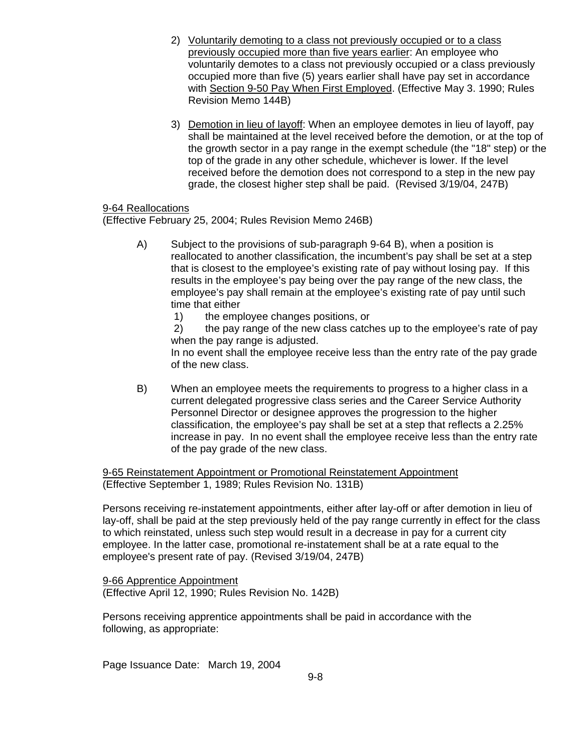2) Voluntarily demoting to a class not previously occupied or to a class previously occupied more than five years earlier: An employee who voluntarily demotes to a class not previously occupied or a class previously occupied more than five (5) years earlier shall have pay set in accordance with Section 9-50 Pay When First Employed. (Effective May 3. 1990; Rules Revision Memo 144B)

3) Demotion in lieu of layoff: When an employee demotes in lieu of layoff, pay shall be maintained at the level received before the demotion, or at the top of the growth sector in a pay range in the exempt schedule (the "18" step) or the top of the grade in any other schedule, whichever is lower. If the level received before the demotion does not correspond to a step in the new pay grade, the closest higher step shall be paid. (Revised 3/19/04, 247B)

9-64 Reallocations
(Effective February 25, 2004; Rules Revision Memo 246B)

A) Subject to the provisions of sub-paragraph 9-64 B), when a position is reallocated to another classification, the incumbent's pay shall be set at a step that is closest to the employee's existing rate of pay without losing pay. If this results in the employee's pay being over the pay range of the new class, the employee's pay shall remain at the employee's existing rate of pay until such time that either
 1) the employee changes positions, or
 2) the pay range of the new class catches up to the employee's rate of pay when the pay range is adjusted.
 In no event shall the employee receive less than the entry rate of the pay grade of the new class.

B) When an employee meets the requirements to progress to a higher class in a current delegated progressive class series and the Career Service Authority Personnel Director or designee approves the progression to the higher classification, the employee's pay shall be set at a step that reflects a 2.25% increase in pay. In no event shall the employee receive less than the entry rate of the pay grade of the new class.

9-65 Reinstatement Appointment or Promotional Reinstatement Appointment
(Effective September 1, 1989; Rules Revision No. 131B)

Persons receiving re-instatement appointments, either after lay-off or after demotion in lieu of lay-off, shall be paid at the step previously held of the pay range currently in effect for the class to which reinstated, unless such step would result in a decrease in pay for a current city employee. In the latter case, promotional re-instatement shall be at a rate equal to the employee's present rate of pay. (Revised 3/19/04, 247B)

9-66 Apprentice Appointment
(Effective April 12, 1990; Rules Revision No. 142B)

Persons receiving apprentice appointments shall be paid in accordance with the following, as appropriate:

Page Issuance Date: March 19, 2004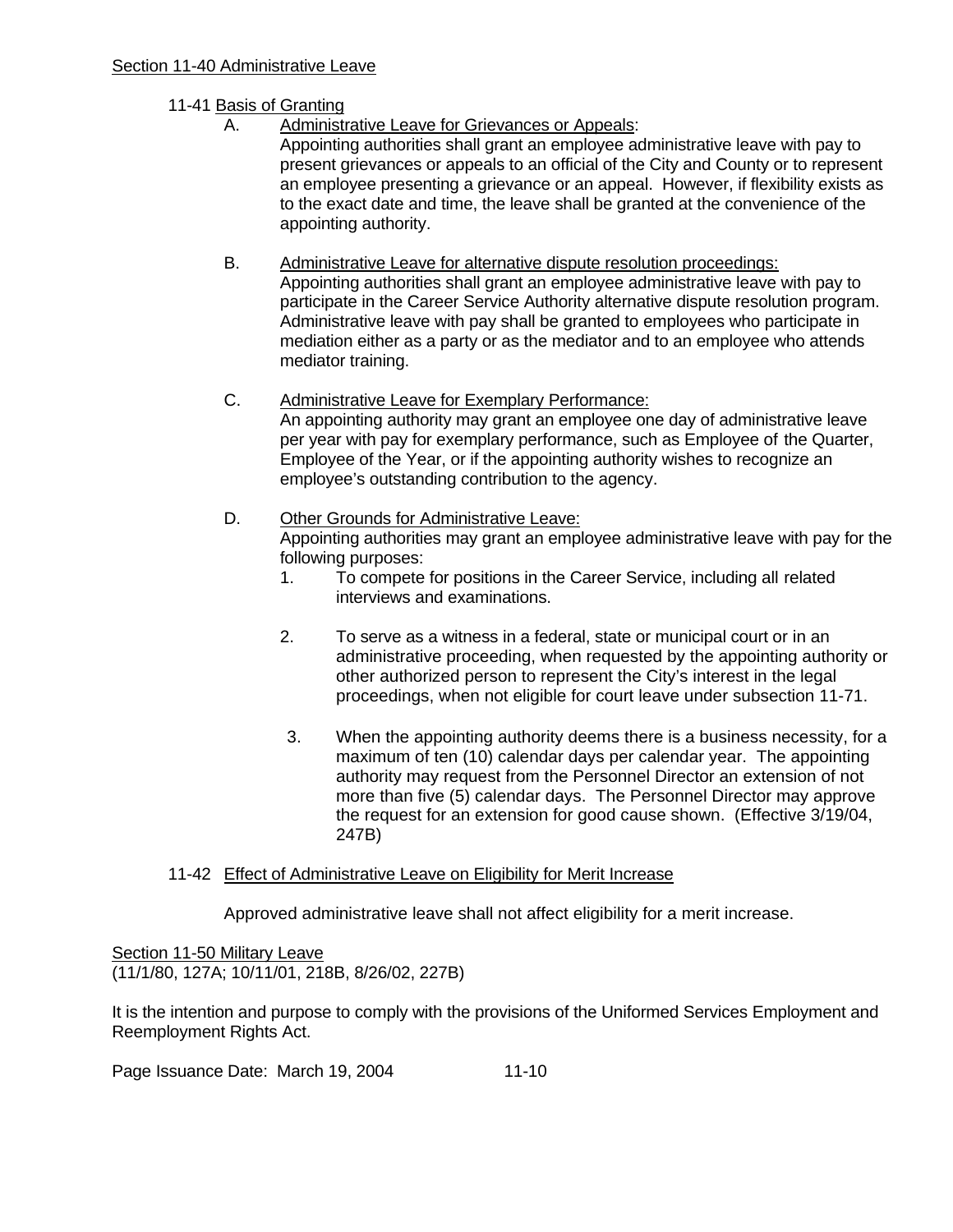## Section 11-40 Administrative Leave

### 11-41 Basis of Granting

A. Administrative Leave for Grievances or Appeals:
Appointing authorities shall grant an employee administrative leave with pay to present grievances or appeals to an official of the City and County or to represent an employee presenting a grievance or an appeal. However, if flexibility exists as to the exact date and time, the leave shall be granted at the convenience of the appointing authority.

B. Administrative Leave for alternative dispute resolution proceedings:
Appointing authorities shall grant an employee administrative leave with pay to participate in the Career Service Authority alternative dispute resolution program. Administrative leave with pay shall be granted to employees who participate in mediation either as a party or as the mediator and to an employee who attends mediator training.

C. Administrative Leave for Exemplary Performance:
An appointing authority may grant an employee one day of administrative leave per year with pay for exemplary performance, such as Employee of the Quarter, Employee of the Year, or if the appointing authority wishes to recognize an employee's outstanding contribution to the agency.

D. Other Grounds for Administrative Leave:
Appointing authorities may grant an employee administrative leave with pay for the following purposes:

1. To compete for positions in the Career Service, including all related interviews and examinations.

2. To serve as a witness in a federal, state or municipal court or in an administrative proceeding, when requested by the appointing authority or other authorized person to represent the City's interest in the legal proceedings, when not eligible for court leave under subsection 11-71.

3. When the appointing authority deems there is a business necessity, for a maximum of ten (10) calendar days per calendar year. The appointing authority may request from the Personnel Director an extension of not more than five (5) calendar days. The Personnel Director may approve the request for an extension for good cause shown. (Effective 3/19/04, 247B)

### 11-42 Effect of Administrative Leave on Eligibility for Merit Increase

Approved administrative leave shall not affect eligibility for a merit increase.

## Section 11-50 Military Leave

(11/1/80, 127A; 10/11/01, 218B, 8/26/02, 227B)

It is the intention and purpose to comply with the provisions of the Uniformed Services Employment and Reemployment Rights Act.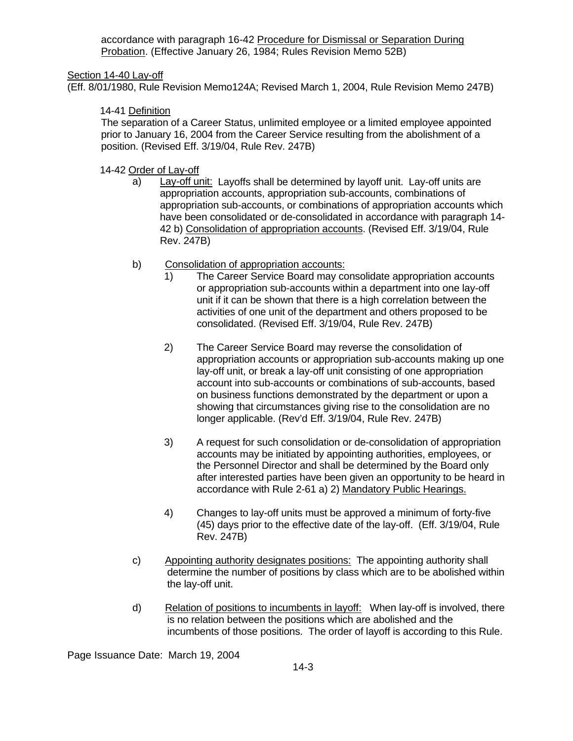accordance with paragraph 16-42 Procedure for Dismissal or Separation During Probation. (Effective January 26, 1984; Rules Revision Memo 52B)

## Section 14-40 Lay-off

(Eff. 8/01/1980, Rule Revision Memo124A; Revised March 1, 2004, Rule Revision Memo 247B)

### 14-41 Definition

The separation of a Career Status, unlimited employee or a limited employee appointed prior to January 16, 2004 from the Career Service resulting from the abolishment of a position. (Revised Eff. 3/19/04, Rule Rev. 247B)

### 14-42 Order of Lay-off

a) Lay-off unit: Layoffs shall be determined by layoff unit. Lay-off units are appropriation accounts, appropriation sub-accounts, combinations of appropriation sub-accounts, or combinations of appropriation accounts which have been consolidated or de-consolidated in accordance with paragraph 14-42 b) Consolidation of appropriation accounts. (Revised Eff. 3/19/04, Rule Rev. 247B)

b) Consolidation of appropriation accounts:

1) The Career Service Board may consolidate appropriation accounts or appropriation sub-accounts within a department into one lay-off unit if it can be shown that there is a high correlation between the activities of one unit of the department and others proposed to be consolidated. (Revised Eff. 3/19/04, Rule Rev. 247B)

2) The Career Service Board may reverse the consolidation of appropriation accounts or appropriation sub-accounts making up one lay-off unit, or break a lay-off unit consisting of one appropriation account into sub-accounts or combinations of sub-accounts, based on business functions demonstrated by the department or upon a showing that circumstances giving rise to the consolidation are no longer applicable. (Rev'd Eff. 3/19/04, Rule Rev. 247B)

3) A request for such consolidation or de-consolidation of appropriation accounts may be initiated by appointing authorities, employees, or the Personnel Director and shall be determined by the Board only after interested parties have been given an opportunity to be heard in accordance with Rule 2-61 a) 2) Mandatory Public Hearings.

4) Changes to lay-off units must be approved a minimum of forty-five (45) days prior to the effective date of the lay-off. (Eff. 3/19/04, Rule Rev. 247B)

c) Appointing authority designates positions: The appointing authority shall determine the number of positions by class which are to be abolished within the lay-off unit.

d) Relation of positions to incumbents in layoff: When lay-off is involved, there is no relation between the positions which are abolished and the incumbents of those positions. The order of layoff is according to this Rule.

Page Issuance Date: March 19, 2004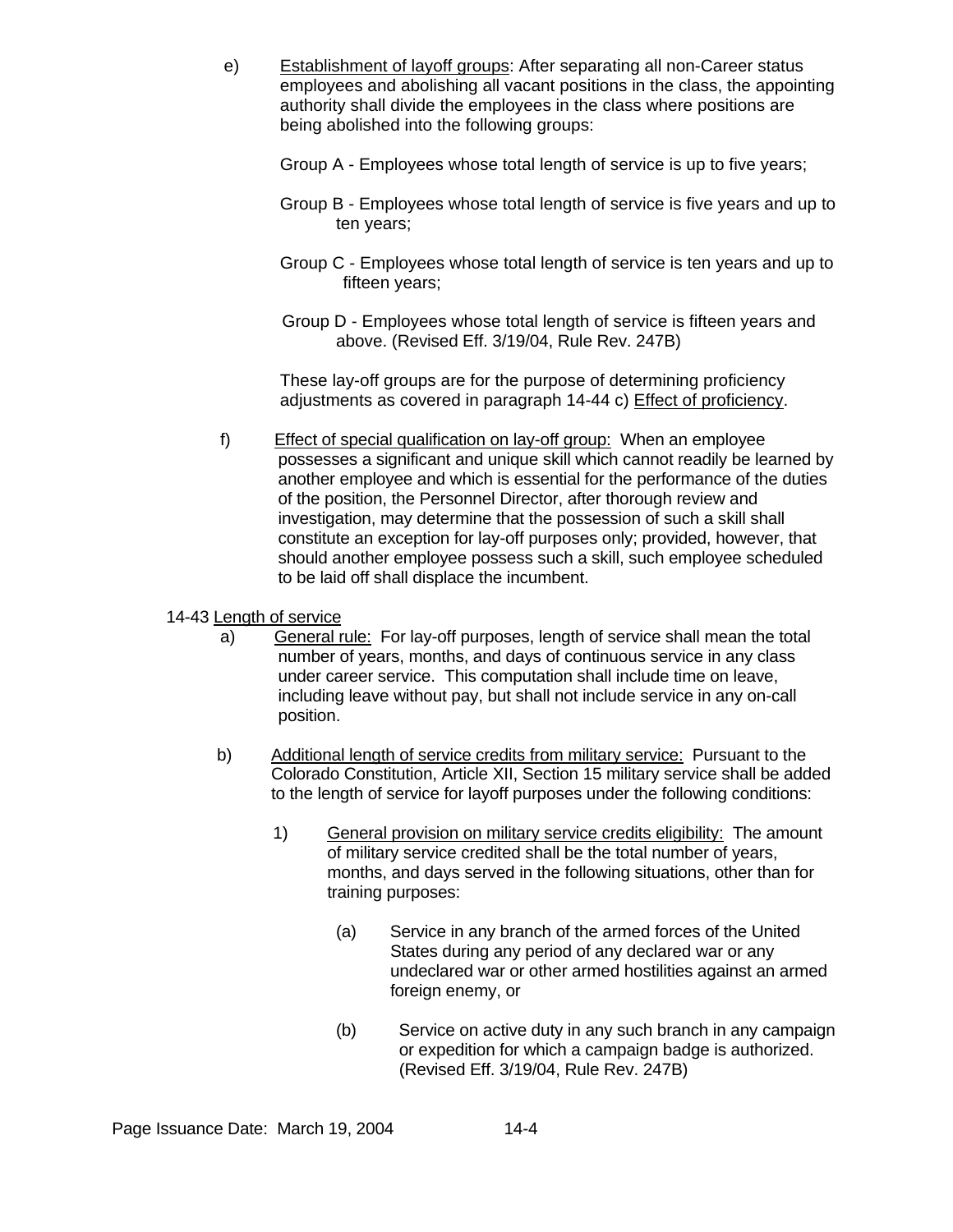e) Establishment of layoff groups: After separating all non-Career status employees and abolishing all vacant positions in the class, the appointing authority shall divide the employees in the class where positions are being abolished into the following groups:

Group A - Employees whose total length of service is up to five years;

Group B - Employees whose total length of service is five years and up to ten years;

Group C - Employees whose total length of service is ten years and up to fifteen years;

Group D - Employees whose total length of service is fifteen years and above. (Revised Eff. 3/19/04, Rule Rev. 247B)

These lay-off groups are for the purpose of determining proficiency adjustments as covered in paragraph 14-44 c) Effect of proficiency.

f) Effect of special qualification on lay-off group: When an employee possesses a significant and unique skill which cannot readily be learned by another employee and which is essential for the performance of the duties of the position, the Personnel Director, after thorough review and investigation, may determine that the possession of such a skill shall constitute an exception for lay-off purposes only; provided, however, that should another employee possess such a skill, such employee scheduled to be laid off shall displace the incumbent.

14-43 Length of service

a) General rule: For lay-off purposes, length of service shall mean the total number of years, months, and days of continuous service in any class under career service. This computation shall include time on leave, including leave without pay, but shall not include service in any on-call position.

b) Additional length of service credits from military service: Pursuant to the Colorado Constitution, Article XII, Section 15 military service shall be added to the length of service for layoff purposes under the following conditions:

1) General provision on military service credits eligibility: The amount of military service credited shall be the total number of years, months, and days served in the following situations, other than for training purposes:

(a) Service in any branch of the armed forces of the United States during any period of any declared war or any undeclared war or other armed hostilities against an armed foreign enemy, or

(b) Service on active duty in any such branch in any campaign or expedition for which a campaign badge is authorized. (Revised Eff. 3/19/04, Rule Rev. 247B)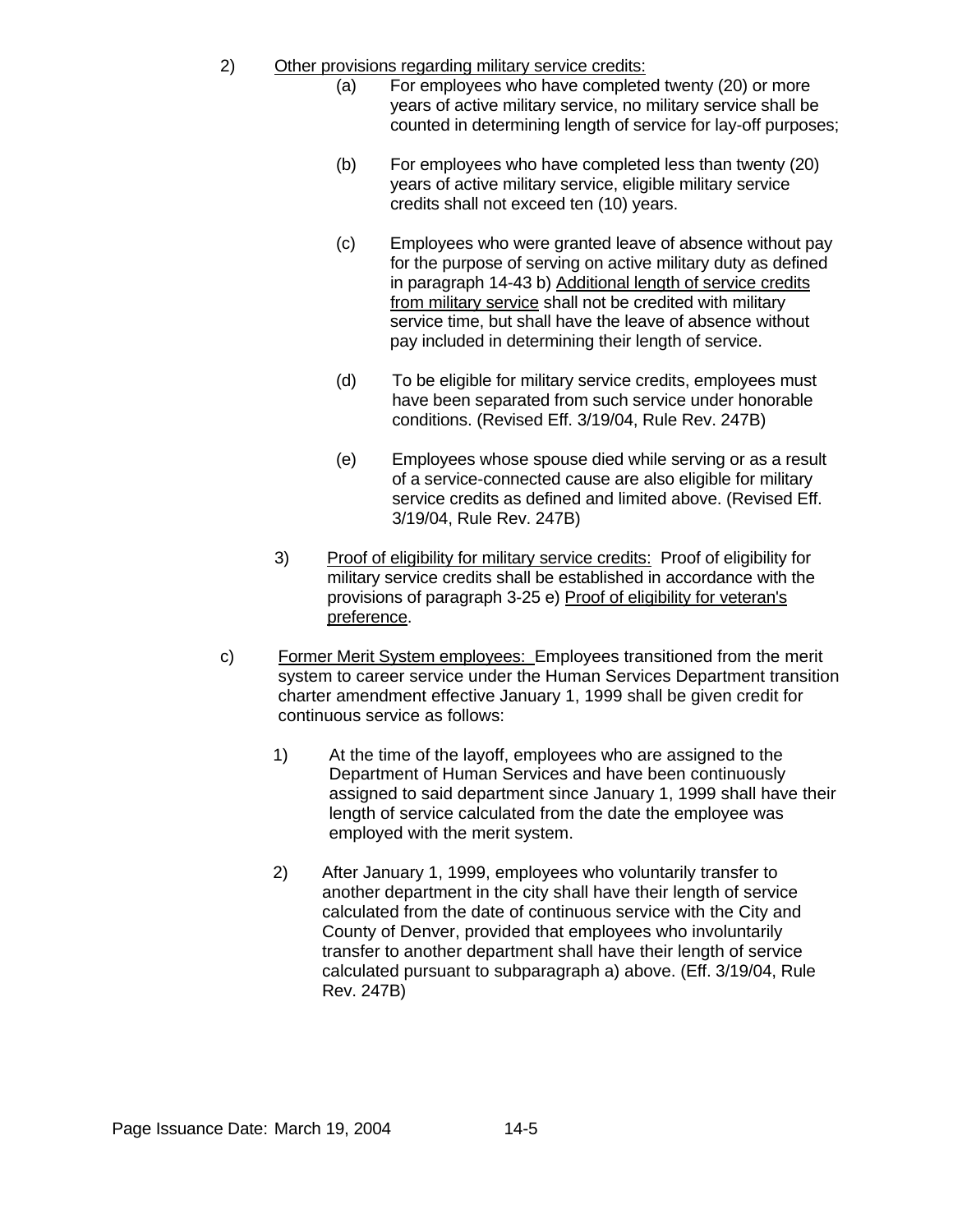2) Other provisions regarding military service credits:

   (a) For employees who have completed twenty (20) or more years of active military service, no military service shall be counted in determining length of service for lay-off purposes;

   (b) For employees who have completed less than twenty (20) years of active military service, eligible military service credits shall not exceed ten (10) years.

   (c) Employees who were granted leave of absence without pay for the purpose of serving on active military duty as defined in paragraph 14-43 b) Additional length of service credits from military service shall not be credited with military service time, but shall have the leave of absence without pay included in determining their length of service.

   (d) To be eligible for military service credits, employees must have been separated from such service under honorable conditions. (Revised Eff. 3/19/04, Rule Rev. 247B)

   (e) Employees whose spouse died while serving or as a result of a service-connected cause are also eligible for military service credits as defined and limited above. (Revised Eff. 3/19/04, Rule Rev. 247B)

3) Proof of eligibility for military service credits: Proof of eligibility for military service credits shall be established in accordance with the provisions of paragraph 3-25 e) Proof of eligibility for veteran's preference.

c) Former Merit System employees: Employees transitioned from the merit system to career service under the Human Services Department transition charter amendment effective January 1, 1999 shall be given credit for continuous service as follows:

   1) At the time of the layoff, employees who are assigned to the Department of Human Services and have been continuously assigned to said department since January 1, 1999 shall have their length of service calculated from the date the employee was employed with the merit system.

   2) After January 1, 1999, employees who voluntarily transfer to another department in the city shall have their length of service calculated from the date of continuous service with the City and County of Denver, provided that employees who involuntarily transfer to another department shall have their length of service calculated pursuant to subparagraph a) above. (Eff. 3/19/04, Rule Rev. 247B)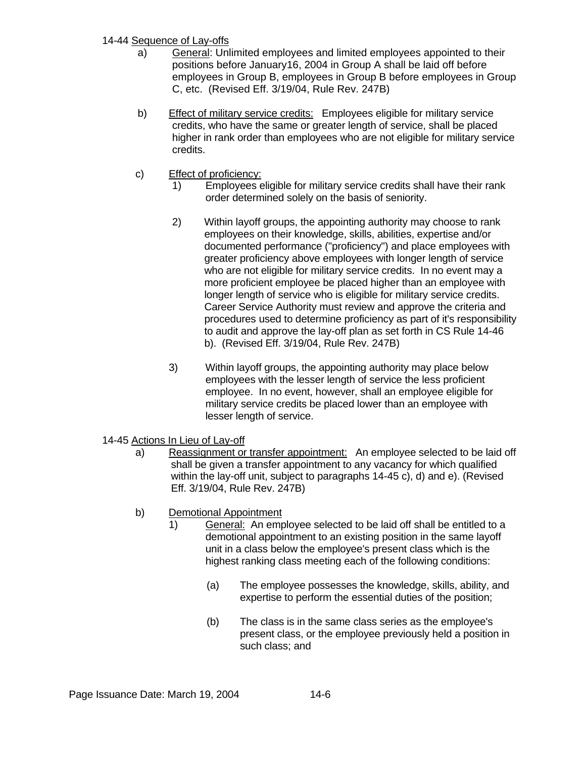14-44 <u>Sequence of Lay-offs</u>

a) <u>General</u>: Unlimited employees and limited employees appointed to their positions before January16, 2004 in Group A shall be laid off before employees in Group B, employees in Group B before employees in Group C, etc. (Revised Eff. 3/19/04, Rule Rev. 247B)

b) <u>Effect of military service credits:</u> Employees eligible for military service credits, who have the same or greater length of service, shall be placed higher in rank order than employees who are not eligible for military service credits.

c) <u>Effect of proficiency:</u>

1) Employees eligible for military service credits shall have their rank order determined solely on the basis of seniority.

2) Within layoff groups, the appointing authority may choose to rank employees on their knowledge, skills, abilities, expertise and/or documented performance ("proficiency") and place employees with greater proficiency above employees with longer length of service who are not eligible for military service credits. In no event may a more proficient employee be placed higher than an employee with longer length of service who is eligible for military service credits. Career Service Authority must review and approve the criteria and procedures used to determine proficiency as part of it's responsibility to audit and approve the lay-off plan as set forth in CS Rule 14-46 b). (Revised Eff. 3/19/04, Rule Rev. 247B)

3) Within layoff groups, the appointing authority may place below employees with the lesser length of service the less proficient employee. In no event, however, shall an employee eligible for military service credits be placed lower than an employee with lesser length of service.

14-45 <u>Actions In Lieu of Lay-off</u>

a) <u>Reassignment or transfer appointment:</u> An employee selected to be laid off shall be given a transfer appointment to any vacancy for which qualified within the lay-off unit, subject to paragraphs 14-45 c), d) and e). (Revised Eff. 3/19/04, Rule Rev. 247B)

b) <u>Demotional Appointment</u>

1) <u>General:</u> An employee selected to be laid off shall be entitled to a demotional appointment to an existing position in the same layoff unit in a class below the employee's present class which is the highest ranking class meeting each of the following conditions:

(a) The employee possesses the knowledge, skills, ability, and expertise to perform the essential duties of the position;

(b) The class is in the same class series as the employee's present class, or the employee previously held a position in such class; and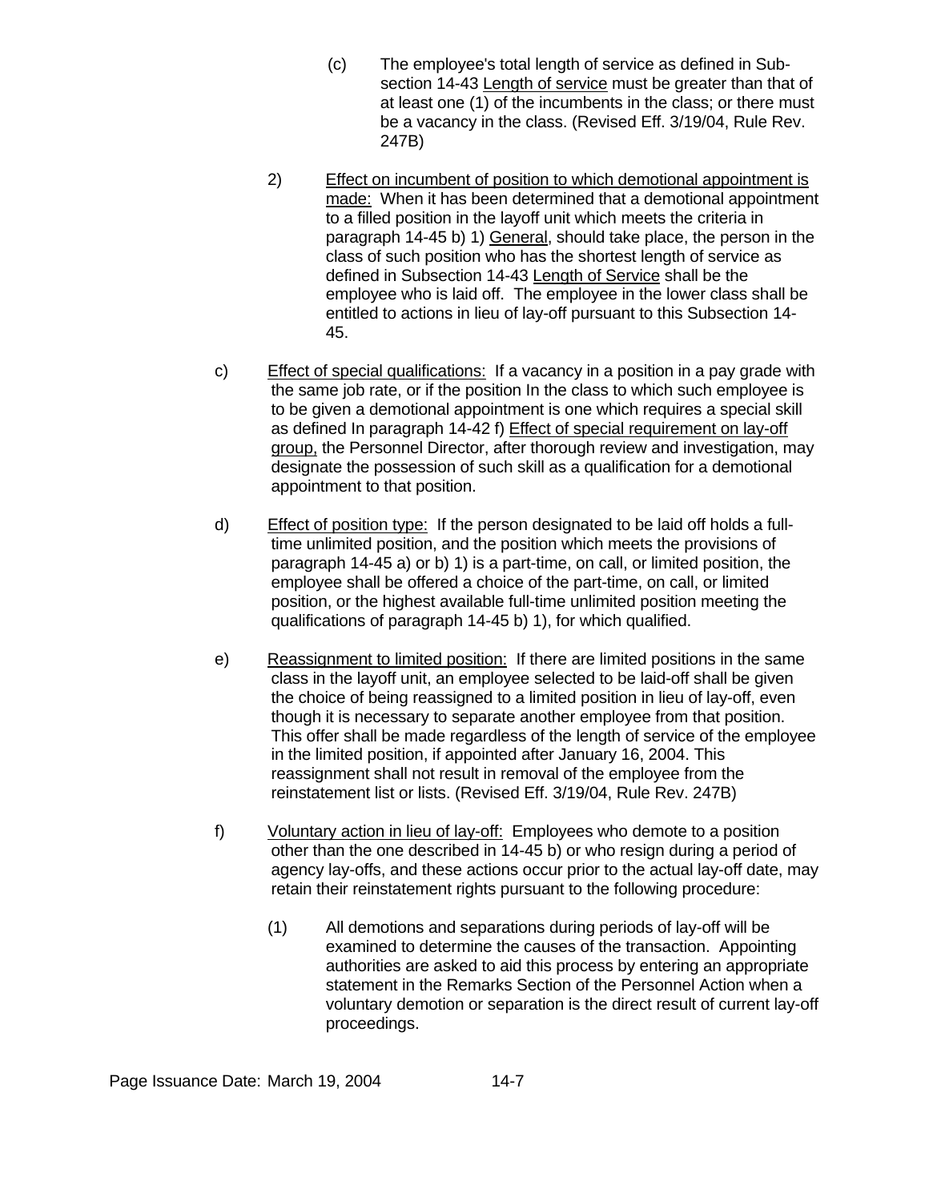(c) The employee's total length of service as defined in Sub-section 14-43 Length of service must be greater than that of at least one (1) of the incumbents in the class; or there must be a vacancy in the class. (Revised Eff. 3/19/04, Rule Rev. 247B)

2) Effect on incumbent of position to which demotional appointment is made: When it has been determined that a demotional appointment to a filled position in the layoff unit which meets the criteria in paragraph 14-45 b) 1) General, should take place, the person in the class of such position who has the shortest length of service as defined in Subsection 14-43 Length of Service shall be the employee who is laid off. The employee in the lower class shall be entitled to actions in lieu of lay-off pursuant to this Subsection 14-45.

c) Effect of special qualifications: If a vacancy in a position in a pay grade with the same job rate, or if the position In the class to which such employee is to be given a demotional appointment is one which requires a special skill as defined In paragraph 14-42 f) Effect of special requirement on lay-off group, the Personnel Director, after thorough review and investigation, may designate the possession of such skill as a qualification for a demotional appointment to that position.

d) Effect of position type: If the person designated to be laid off holds a full-time unlimited position, and the position which meets the provisions of paragraph 14-45 a) or b) 1) is a part-time, on call, or limited position, the employee shall be offered a choice of the part-time, on call, or limited position, or the highest available full-time unlimited position meeting the qualifications of paragraph 14-45 b) 1), for which qualified.

e) Reassignment to limited position: If there are limited positions in the same class in the layoff unit, an employee selected to be laid-off shall be given the choice of being reassigned to a limited position in lieu of lay-off, even though it is necessary to separate another employee from that position. This offer shall be made regardless of the length of service of the employee in the limited position, if appointed after January 16, 2004. This reassignment shall not result in removal of the employee from the reinstatement list or lists. (Revised Eff. 3/19/04, Rule Rev. 247B)

f) Voluntary action in lieu of lay-off: Employees who demote to a position other than the one described in 14-45 b) or who resign during a period of agency lay-offs, and these actions occur prior to the actual lay-off date, may retain their reinstatement rights pursuant to the following procedure:

(1) All demotions and separations during periods of lay-off will be examined to determine the causes of the transaction. Appointing authorities are asked to aid this process by entering an appropriate statement in the Remarks Section of the Personnel Action when a voluntary demotion or separation is the direct result of current lay-off proceedings.

Page Issuance Date: March 19, 2004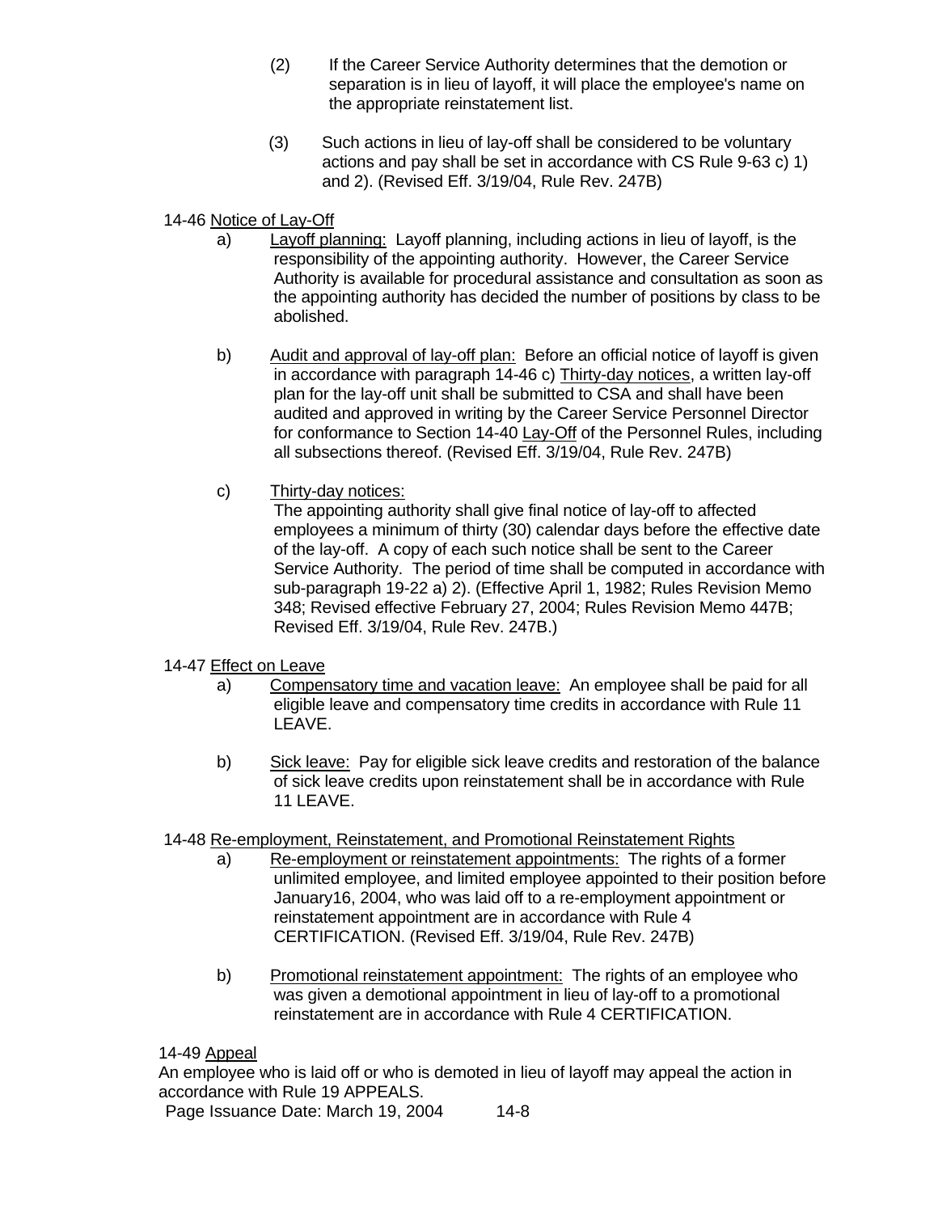(2) If the Career Service Authority determines that the demotion or separation is in lieu of layoff, it will place the employee's name on the appropriate reinstatement list.

(3) Such actions in lieu of lay-off shall be considered to be voluntary actions and pay shall be set in accordance with CS Rule 9-63 c) 1) and 2). (Revised Eff. 3/19/04, Rule Rev. 247B)

14-46 Notice of Lay-Off

a) Layoff planning: Layoff planning, including actions in lieu of layoff, is the responsibility of the appointing authority. However, the Career Service Authority is available for procedural assistance and consultation as soon as the appointing authority has decided the number of positions by class to be abolished.

b) Audit and approval of lay-off plan: Before an official notice of layoff is given in accordance with paragraph 14-46 c) Thirty-day notices, a written lay-off plan for the lay-off unit shall be submitted to CSA and shall have been audited and approved in writing by the Career Service Personnel Director for conformance to Section 14-40 Lay-Off of the Personnel Rules, including all subsections thereof. (Revised Eff. 3/19/04, Rule Rev. 247B)

c) Thirty-day notices:
The appointing authority shall give final notice of lay-off to affected employees a minimum of thirty (30) calendar days before the effective date of the lay-off. A copy of each such notice shall be sent to the Career Service Authority. The period of time shall be computed in accordance with sub-paragraph 19-22 a) 2). (Effective April 1, 1982; Rules Revision Memo 348; Revised effective February 27, 2004; Rules Revision Memo 447B; Revised Eff. 3/19/04, Rule Rev. 247B.)

14-47 Effect on Leave

a) Compensatory time and vacation leave: An employee shall be paid for all eligible leave and compensatory time credits in accordance with Rule 11 LEAVE.

b) Sick leave: Pay for eligible sick leave credits and restoration of the balance of sick leave credits upon reinstatement shall be in accordance with Rule 11 LEAVE.

14-48 Re-employment, Reinstatement, and Promotional Reinstatement Rights

a) Re-employment or reinstatement appointments: The rights of a former unlimited employee, and limited employee appointed to their position before January16, 2004, who was laid off to a re-employment appointment or reinstatement appointment are in accordance with Rule 4 CERTIFICATION. (Revised Eff. 3/19/04, Rule Rev. 247B)

b) Promotional reinstatement appointment: The rights of an employee who was given a demotional appointment in lieu of lay-off to a promotional reinstatement are in accordance with Rule 4 CERTIFICATION.

14-49 Appeal

An employee who is laid off or who is demoted in lieu of layoff may appeal the action in accordance with Rule 19 APPEALS.

Page Issuance Date: March 19, 2004 14-8